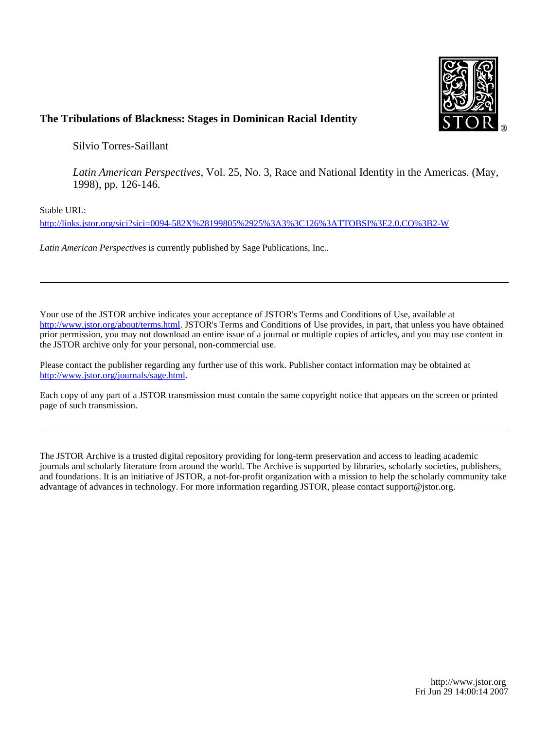**The Tribulations of Blackness: Stages in Dominican Racial Identity**

Silvio Torres-Saillant

*Latin American Perspectives*, Vol. 25, No. 3, Race and National Identity in the Americas. (May, 1998), pp. 126-146.

Stable URL:

http://links.jstor.org/sici?sici=0094-582X%28199805%2925%3A3%3C126%3ATTOBSI%3E2.0.CO%3B2-W

*Latin American Perspectives* is currently published by Sage Publications, Inc..

---

Your use of the JSTOR archive indicates your acceptance of JSTOR's Terms and Conditions of Use, available at http://www.jstor.org/about/terms.html. JSTOR's Terms and Conditions of Use provides, in part, that unless you have obtained prior permission, you may not download an entire issue of a journal or multiple copies of articles, and you may use content in the JSTOR archive only for your personal, non-commercial use.

Please contact the publisher regarding any further use of this work. Publisher contact information may be obtained at http://www.jstor.org/journals/sage.html.

Each copy of any part of a JSTOR transmission must contain the same copyright notice that appears on the screen or printed page of such transmission.

---

The JSTOR Archive is a trusted digital repository providing for long-term preservation and access to leading academic journals and scholarly literature from around the world. The Archive is supported by libraries, scholarly societies, publishers, and foundations. It is an initiative of JSTOR, a not-for-profit organization with a mission to help the scholarly community take advantage of advances in technology. For more information regarding JSTOR, please contact support@jstor.org.

http://www.jstor.org
Fri Jun 29 14:00:14 2007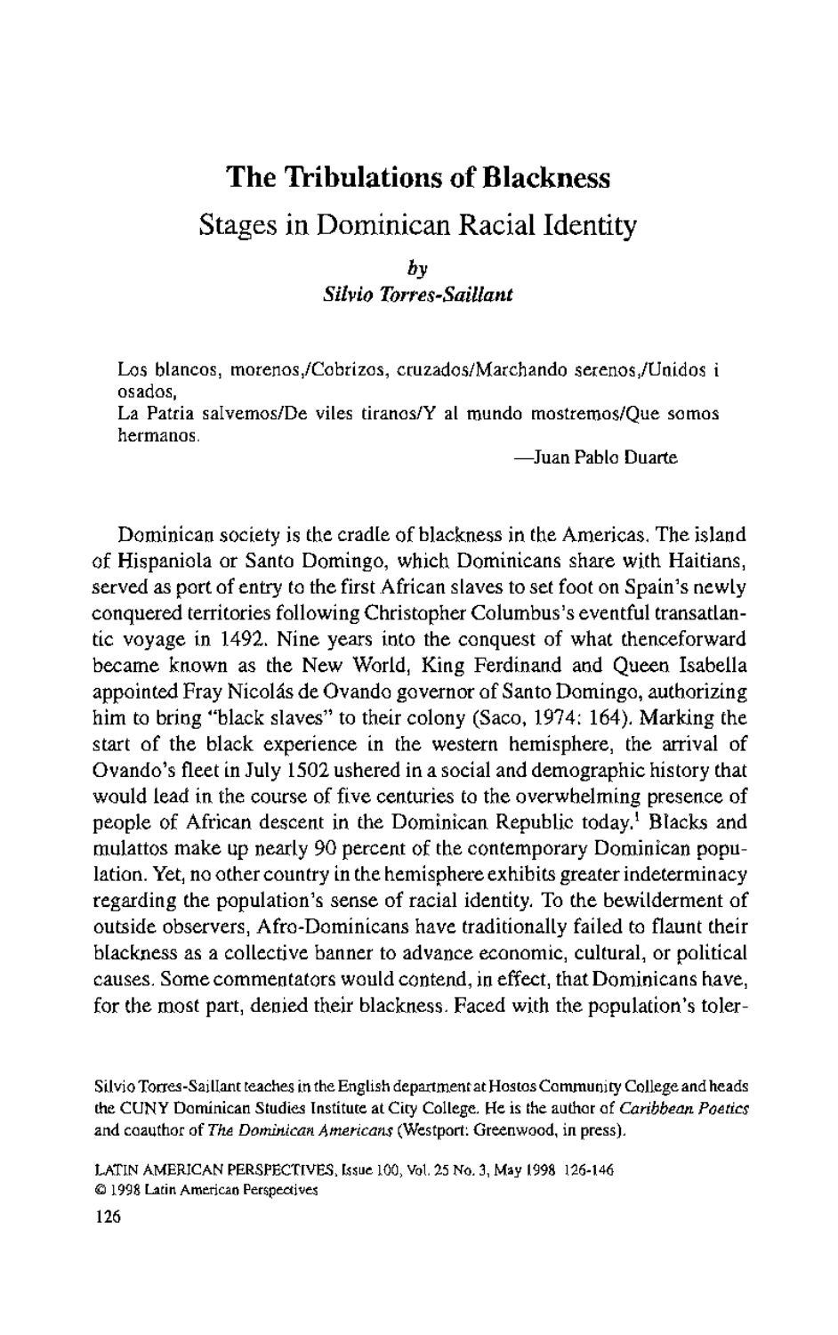# The Tribulations of Blackness

## Stages in Dominican Racial Identity

*by*
*Silvio Torres-Saillant*

> Los blancos, morenos,/Cobrizos, cruzados/Marchando serenos,/Unidos i osados,
> La Patria salvemos/De viles tiranos/Y al mundo mostremos/Que somos hermanos.
>
> —Juan Pablo Duarte

Dominican society is the cradle of blackness in the Americas. The island of Hispaniola or Santo Domingo, which Dominicans share with Haitians, served as port of entry to the first African slaves to set foot on Spain's newly conquered territories following Christopher Columbus's eventful transatlantic voyage in 1492. Nine years into the conquest of what thenceforward became known as the New World, King Ferdinand and Queen Isabella appointed Fray Nicolás de Ovando governor of Santo Domingo, authorizing him to bring "black slaves" to their colony (Saco, 1974: 164). Marking the start of the black experience in the western hemisphere, the arrival of Ovando's fleet in July 1502 ushered in a social and demographic history that would lead in the course of five centuries to the overwhelming presence of people of African descent in the Dominican Republic today.[1] Blacks and mulattos make up nearly 90 percent of the contemporary Dominican population. Yet, no other country in the hemisphere exhibits greater indeterminacy regarding the population's sense of racial identity. To the bewilderment of outside observers, Afro-Dominicans have traditionally failed to flaunt their blackness as a collective banner to advance economic, cultural, or political causes. Some commentators would contend, in effect, that Dominicans have, for the most part, denied their blackness. Faced with the population's toler-

Silvio Torres-Saillant teaches in the English department at Hostos Community College and heads the CUNY Dominican Studies Institute at City College. He is the author of *Caribbean Poetics* and coauthor of *The Dominican Americans* (Westport: Greenwood, in press).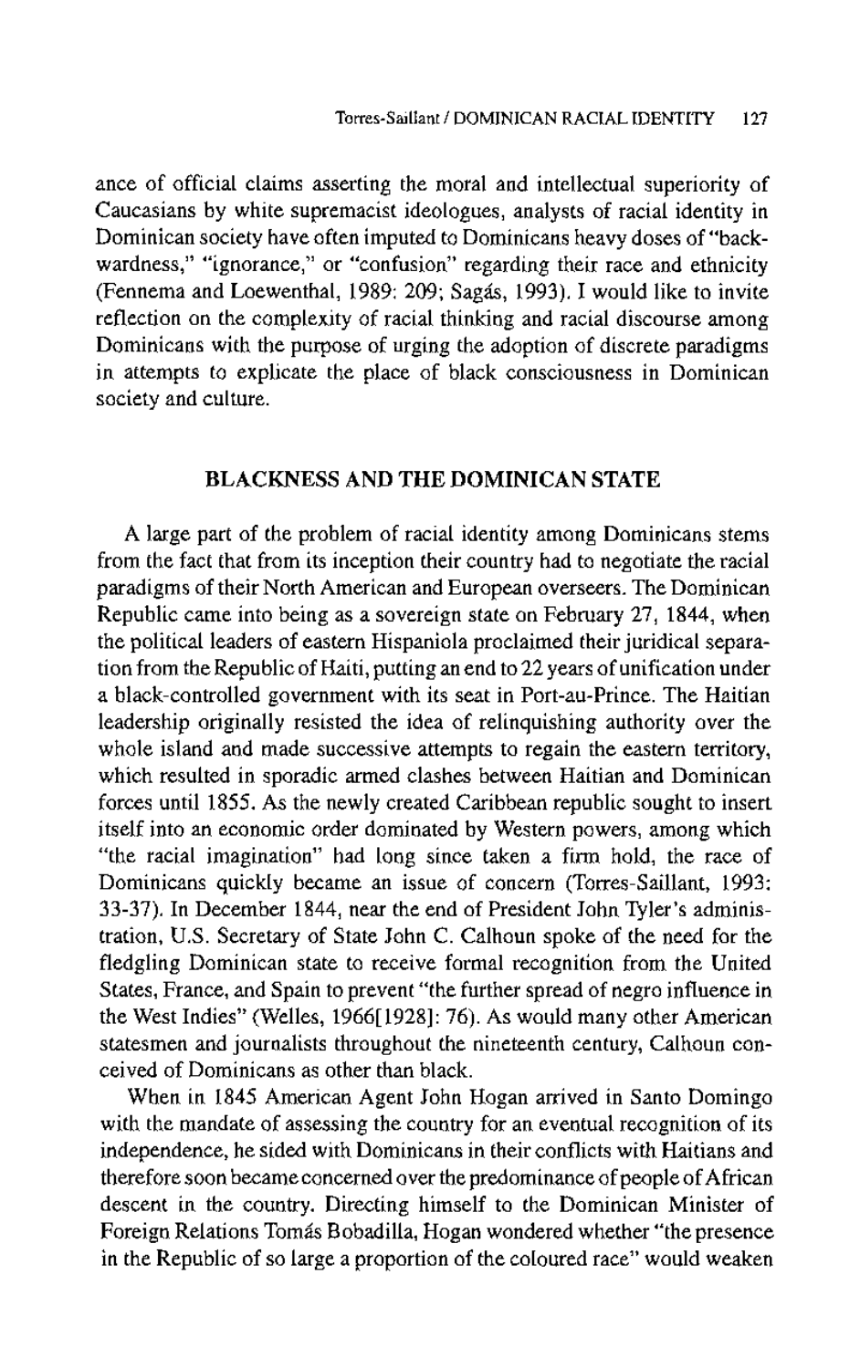ance of official claims asserting the moral and intellectual superiority of Caucasians by white supremacist ideologues, analysts of racial identity in Dominican society have often imputed to Dominicans heavy doses of "backwardness," "ignorance," or "confusion" regarding their race and ethnicity (Fennema and Loewenthal, 1989: 209; Sagás, 1993). I would like to invite reflection on the complexity of racial thinking and racial discourse among Dominicans with the purpose of urging the adoption of discrete paradigms in attempts to explicate the place of black consciousness in Dominican society and culture.

## BLACKNESS AND THE DOMINICAN STATE

A large part of the problem of racial identity among Dominicans stems from the fact that from its inception their country had to negotiate the racial paradigms of their North American and European overseers. The Dominican Republic came into being as a sovereign state on February 27, 1844, when the political leaders of eastern Hispaniola proclaimed their juridical separation from the Republic of Haiti, putting an end to 22 years of unification under a black-controlled government with its seat in Port-au-Prince. The Haitian leadership originally resisted the idea of relinquishing authority over the whole island and made successive attempts to regain the eastern territory, which resulted in sporadic armed clashes between Haitian and Dominican forces until 1855. As the newly created Caribbean republic sought to insert itself into an economic order dominated by Western powers, among which "the racial imagination" had long since taken a firm hold, the race of Dominicans quickly became an issue of concern (Torres-Saillant, 1993: 33-37). In December 1844, near the end of President John Tyler's administration, U.S. Secretary of State John C. Calhoun spoke of the need for the fledgling Dominican state to receive formal recognition from the United States, France, and Spain to prevent "the further spread of negro influence in the West Indies" (Welles, 1966[1928]: 76). As would many other American statesmen and journalists throughout the nineteenth century, Calhoun conceived of Dominicans as other than black.

When in 1845 American Agent John Hogan arrived in Santo Domingo with the mandate of assessing the country for an eventual recognition of its independence, he sided with Dominicans in their conflicts with Haitians and therefore soon became concerned over the predominance of people of African descent in the country. Directing himself to the Dominican Minister of Foreign Relations Tomás Bobadilla, Hogan wondered whether "the presence in the Republic of so large a proportion of the coloured race" would weaken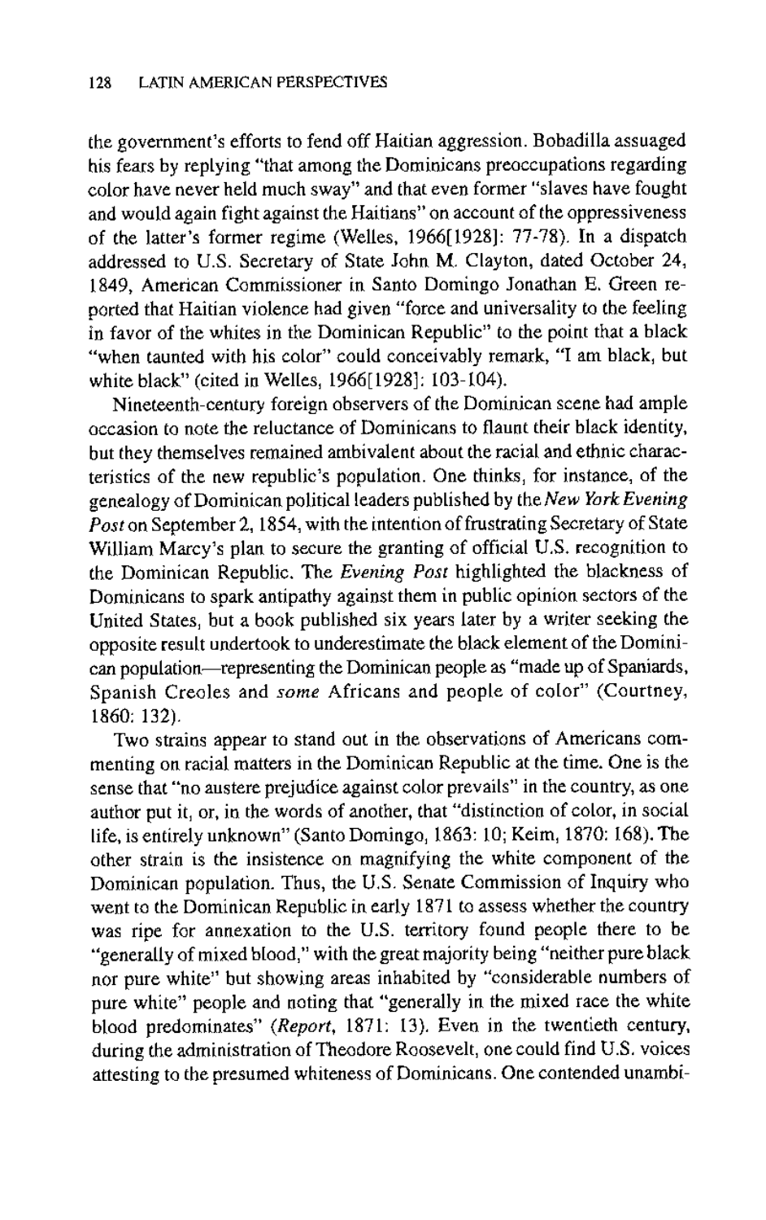the government's efforts to fend off Haitian aggression. Bobadilla assuaged his fears by replying "that among the Dominicans preoccupations regarding color have never held much sway" and that even former "slaves have fought and would again fight against the Haitians" on account of the oppressiveness of the latter's former regime (Welles, 1966[1928]: 77-78). In a dispatch addressed to U.S. Secretary of State John M. Clayton, dated October 24, 1849, American Commissioner in Santo Domingo Jonathan E. Green reported that Haitian violence had given "force and universality to the feeling in favor of the whites in the Dominican Republic" to the point that a black "when taunted with his color" could conceivably remark, "I am black, but white black" (cited in Welles, 1966[1928]: 103-104).

Nineteenth-century foreign observers of the Dominican scene had ample occasion to note the reluctance of Dominicans to flaunt their black identity, but they themselves remained ambivalent about the racial and ethnic characteristics of the new republic's population. One thinks, for instance, of the genealogy of Dominican political leaders published by the *New York Evening Post* on September 2, 1854, with the intention of frustrating Secretary of State William Marcy's plan to secure the granting of official U.S. recognition to the Dominican Republic. The *Evening Post* highlighted the blackness of Dominicans to spark antipathy against them in public opinion sectors of the United States, but a book published six years later by a writer seeking the opposite result undertook to underestimate the black element of the Dominican population—representing the Dominican people as "made up of Spaniards, Spanish Creoles and *some* Africans and people of color" (Courtney, 1860: 132).

Two strains appear to stand out in the observations of Americans commenting on racial matters in the Dominican Republic at the time. One is the sense that "no austere prejudice against color prevails" in the country, as one author put it, or, in the words of another, that "distinction of color, in social life, is entirely unknown" (Santo Domingo, 1863: 10; Keim, 1870: 168). The other strain is the insistence on magnifying the white component of the Dominican population. Thus, the U.S. Senate Commission of Inquiry who went to the Dominican Republic in early 1871 to assess whether the country was ripe for annexation to the U.S. territory found people there to be "generally of mixed blood," with the great majority being "neither pure black nor pure white" but showing areas inhabited by "considerable numbers of pure white" people and noting that "generally in the mixed race the white blood predominates" (*Report*, 1871: 13). Even in the twentieth century, during the administration of Theodore Roosevelt, one could find U.S. voices attesting to the presumed whiteness of Dominicans. One contended unambi-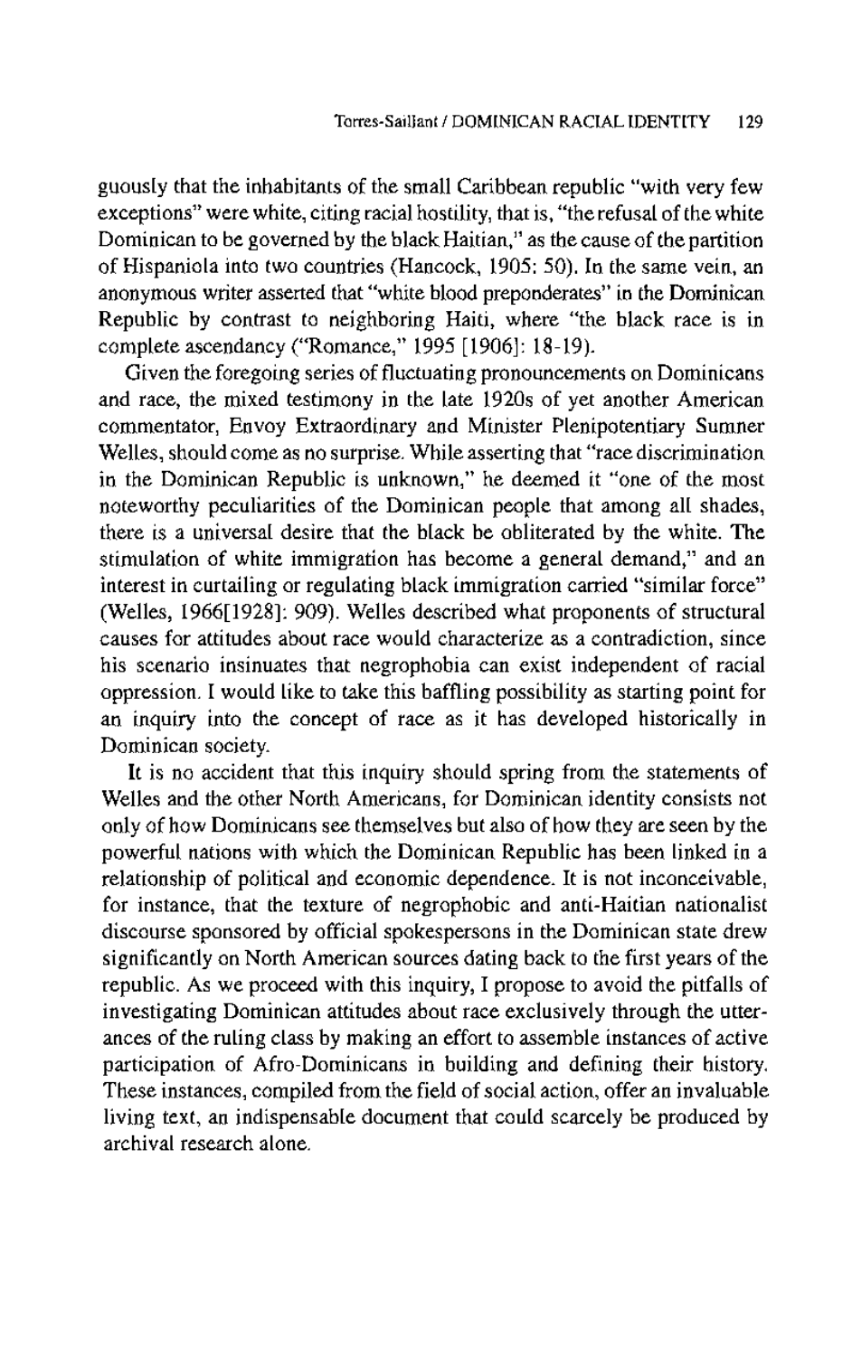guously that the inhabitants of the small Caribbean republic "with very few exceptions" were white, citing racial hostility, that is, "the refusal of the white Dominican to be governed by the black Haitian," as the cause of the partition of Hispaniola into two countries (Hancock, 1905: 50). In the same vein, an anonymous writer asserted that "white blood preponderates" in the Dominican Republic by contrast to neighboring Haiti, where "the black race is in complete ascendancy ("Romance," 1995 [1906]: 18-19).

Given the foregoing series of fluctuating pronouncements on Dominicans and race, the mixed testimony in the late 1920s of yet another American commentator, Envoy Extraordinary and Minister Plenipotentiary Sumner Welles, should come as no surprise. While asserting that "race discrimination in the Dominican Republic is unknown," he deemed it "one of the most noteworthy peculiarities of the Dominican people that among all shades, there is a universal desire that the black be obliterated by the white. The stimulation of white immigration has become a general demand," and an interest in curtailing or regulating black immigration carried "similar force" (Welles, 1966[1928]: 909). Welles described what proponents of structural causes for attitudes about race would characterize as a contradiction, since his scenario insinuates that negrophobia can exist independent of racial oppression. I would like to take this baffling possibility as starting point for an inquiry into the concept of race as it has developed historically in Dominican society.

It is no accident that this inquiry should spring from the statements of Welles and the other North Americans, for Dominican identity consists not only of how Dominicans see themselves but also of how they are seen by the powerful nations with which the Dominican Republic has been linked in a relationship of political and economic dependence. It is not inconceivable, for instance, that the texture of negrophobic and anti-Haitian nationalist discourse sponsored by official spokespersons in the Dominican state drew significantly on North American sources dating back to the first years of the republic. As we proceed with this inquiry, I propose to avoid the pitfalls of investigating Dominican attitudes about race exclusively through the utterances of the ruling class by making an effort to assemble instances of active participation of Afro-Dominicans in building and defining their history. These instances, compiled from the field of social action, offer an invaluable living text, an indispensable document that could scarcely be produced by archival research alone.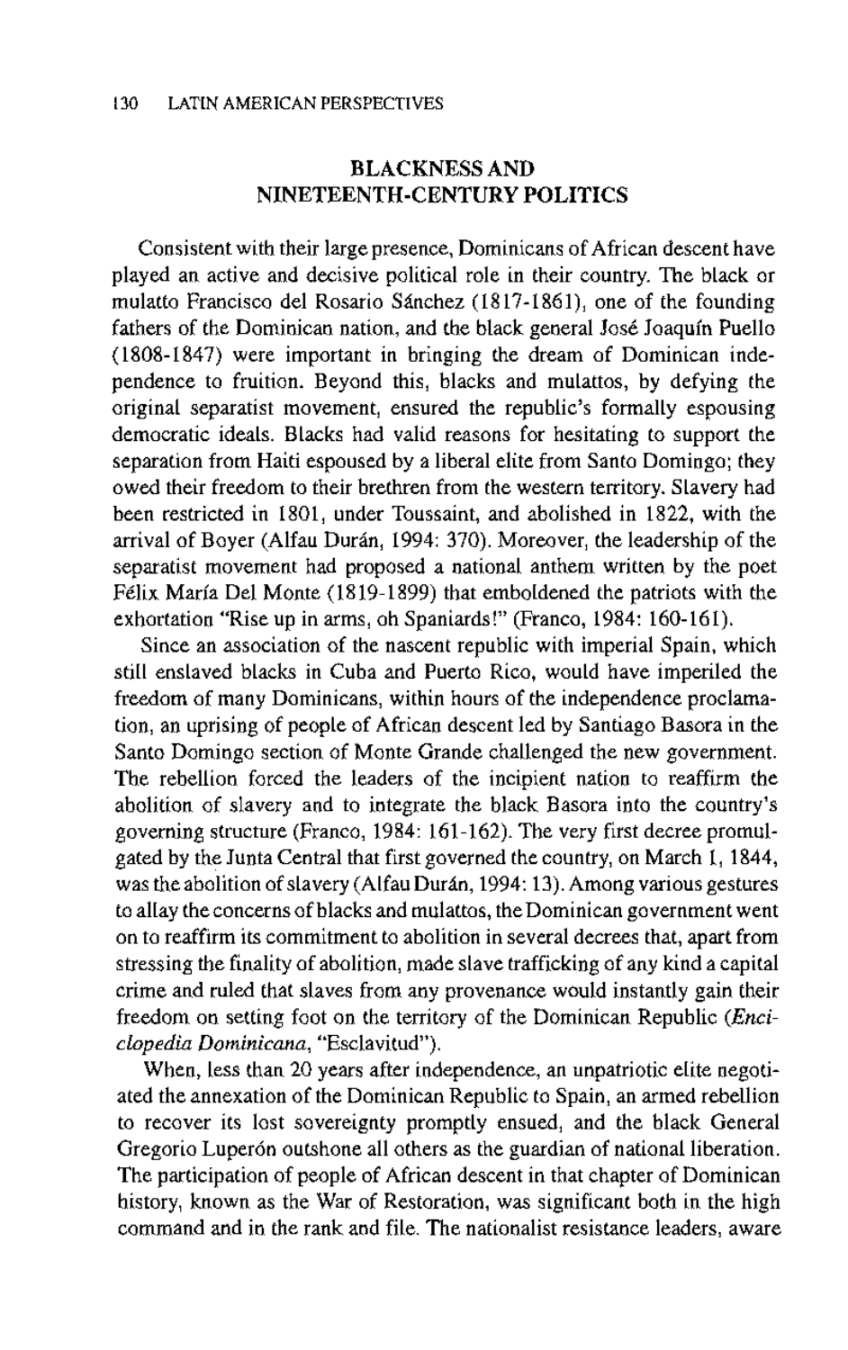## BLACKNESS AND NINETEENTH-CENTURY POLITICS

Consistent with their large presence, Dominicans of African descent have played an active and decisive political role in their country. The black or mulatto Francisco del Rosario Sánchez (1817-1861), one of the founding fathers of the Dominican nation, and the black general José Joaquín Puello (1808-1847) were important in bringing the dream of Dominican independence to fruition. Beyond this, blacks and mulattos, by defying the original separatist movement, ensured the republic's formally espousing democratic ideals. Blacks had valid reasons for hesitating to support the separation from Haiti espoused by a liberal elite from Santo Domingo; they owed their freedom to their brethren from the western territory. Slavery had been restricted in 1801, under Toussaint, and abolished in 1822, with the arrival of Boyer (Alfau Durán, 1994: 370). Moreover, the leadership of the separatist movement had proposed a national anthem written by the poet Félix María Del Monte (1819-1899) that emboldened the patriots with the exhortation "Rise up in arms, oh Spaniards!" (Franco, 1984: 160-161).

Since an association of the nascent republic with imperial Spain, which still enslaved blacks in Cuba and Puerto Rico, would have imperiled the freedom of many Dominicans, within hours of the independence proclamation, an uprising of people of African descent led by Santiago Basora in the Santo Domingo section of Monte Grande challenged the new government. The rebellion forced the leaders of the incipient nation to reaffirm the abolition of slavery and to integrate the black Basora into the country's governing structure (Franco, 1984: 161-162). The very first decree promulgated by the Junta Central that first governed the country, on March 1, 1844, was the abolition of slavery (Alfau Durán, 1994: 13). Among various gestures to allay the concerns of blacks and mulattos, the Dominican government went on to reaffirm its commitment to abolition in several decrees that, apart from stressing the finality of abolition, made slave trafficking of any kind a capital crime and ruled that slaves from any provenance would instantly gain their freedom on setting foot on the territory of the Dominican Republic (*Enciclopedia Dominicana*, "Esclavitud").

When, less than 20 years after independence, an unpatriotic elite negotiated the annexation of the Dominican Republic to Spain, an armed rebellion to recover its lost sovereignty promptly ensued, and the black General Gregorio Luperón outshone all others as the guardian of national liberation. The participation of people of African descent in that chapter of Dominican history, known as the War of Restoration, was significant both in the high command and in the rank and file. The nationalist resistance leaders, aware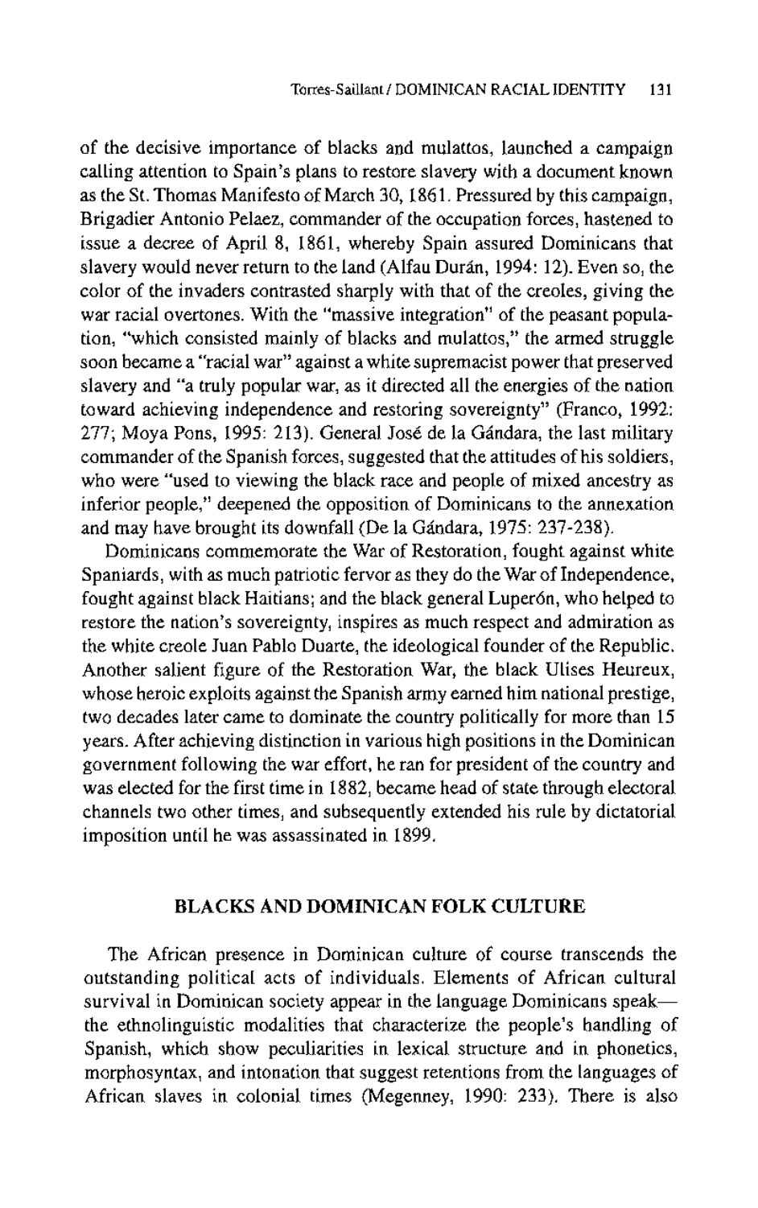of the decisive importance of blacks and mulattos, launched a campaign calling attention to Spain's plans to restore slavery with a document known as the St. Thomas Manifesto of March 30, 1861. Pressured by this campaign, Brigadier Antonio Pelaez, commander of the occupation forces, hastened to issue a decree of April 8, 1861, whereby Spain assured Dominicans that slavery would never return to the land (Alfau Durán, 1994: 12). Even so, the color of the invaders contrasted sharply with that of the creoles, giving the war racial overtones. With the "massive integration" of the peasant population, "which consisted mainly of blacks and mulattos," the armed struggle soon became a "racial war" against a white supremacist power that preserved slavery and "a truly popular war, as it directed all the energies of the nation toward achieving independence and restoring sovereignty" (Franco, 1992: 277; Moya Pons, 1995: 213). General José de la Gándara, the last military commander of the Spanish forces, suggested that the attitudes of his soldiers, who were "used to viewing the black race and people of mixed ancestry as inferior people," deepened the opposition of Dominicans to the annexation and may have brought its downfall (De la Gándara, 1975: 237-238).

Dominicans commemorate the War of Restoration, fought against white Spaniards, with as much patriotic fervor as they do the War of Independence, fought against black Haitians; and the black general Luperón, who helped to restore the nation's sovereignty, inspires as much respect and admiration as the white creole Juan Pablo Duarte, the ideological founder of the Republic. Another salient figure of the Restoration War, the black Ulises Heureux, whose heroic exploits against the Spanish army earned him national prestige, two decades later came to dominate the country politically for more than 15 years. After achieving distinction in various high positions in the Dominican government following the war effort, he ran for president of the country and was elected for the first time in 1882, became head of state through electoral channels two other times, and subsequently extended his rule by dictatorial imposition until he was assassinated in 1899.

## BLACKS AND DOMINICAN FOLK CULTURE

The African presence in Dominican culture of course transcends the outstanding political acts of individuals. Elements of African cultural survival in Dominican society appear in the language Dominicans speak—the ethnolinguistic modalities that characterize the people's handling of Spanish, which show peculiarities in lexical structure and in phonetics, morphosyntax, and intonation that suggest retentions from the languages of African slaves in colonial times (Megenney, 1990: 233). There is also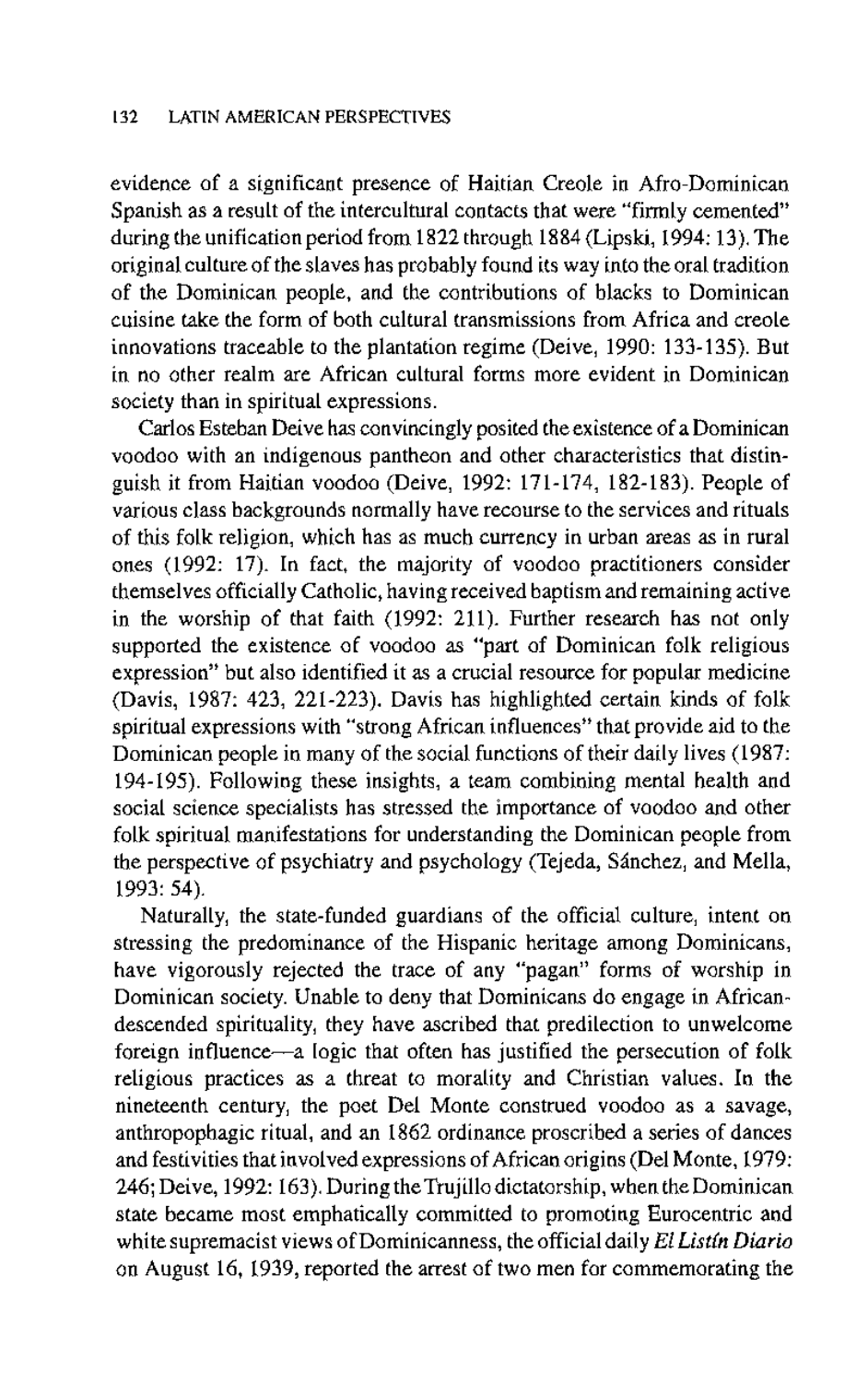evidence of a significant presence of Haitian Creole in Afro-Dominican Spanish as a result of the intercultural contacts that were "firmly cemented" during the unification period from 1822 through 1884 (Lipski, 1994: 13). The original culture of the slaves has probably found its way into the oral tradition of the Dominican people, and the contributions of blacks to Dominican cuisine take the form of both cultural transmissions from Africa and creole innovations traceable to the plantation regime (Deive, 1990: 133-135). But in no other realm are African cultural forms more evident in Dominican society than in spiritual expressions.

Carlos Esteban Deive has convincingly posited the existence of a Dominican voodoo with an indigenous pantheon and other characteristics that distinguish it from Haitian voodoo (Deive, 1992: 171-174, 182-183). People of various class backgrounds normally have recourse to the services and rituals of this folk religion, which has as much currency in urban areas as in rural ones (1992: 17). In fact, the majority of voodoo practitioners consider themselves officially Catholic, having received baptism and remaining active in the worship of that faith (1992: 211). Further research has not only supported the existence of voodoo as "part of Dominican folk religious expression" but also identified it as a crucial resource for popular medicine (Davis, 1987: 423, 221-223). Davis has highlighted certain kinds of folk spiritual expressions with "strong African influences" that provide aid to the Dominican people in many of the social functions of their daily lives (1987: 194-195). Following these insights, a team combining mental health and social science specialists has stressed the importance of voodoo and other folk spiritual manifestations for understanding the Dominican people from the perspective of psychiatry and psychology (Tejeda, Sánchez, and Mella, 1993: 54).

Naturally, the state-funded guardians of the official culture, intent on stressing the predominance of the Hispanic heritage among Dominicans, have vigorously rejected the trace of any "pagan" forms of worship in Dominican society. Unable to deny that Dominicans do engage in African-descended spirituality, they have ascribed that predilection to unwelcome foreign influence—a logic that often has justified the persecution of folk religious practices as a threat to morality and Christian values. In the nineteenth century, the poet Del Monte construed voodoo as a savage, anthropophagic ritual, and an 1862 ordinance proscribed a series of dances and festivities that involved expressions of African origins (Del Monte, 1979: 246; Deive, 1992: 163). During the Trujillo dictatorship, when the Dominican state became most emphatically committed to promoting Eurocentric and white supremacist views of Dominicanness, the official daily *El Listín Diario* on August 16, 1939, reported the arrest of two men for commemorating the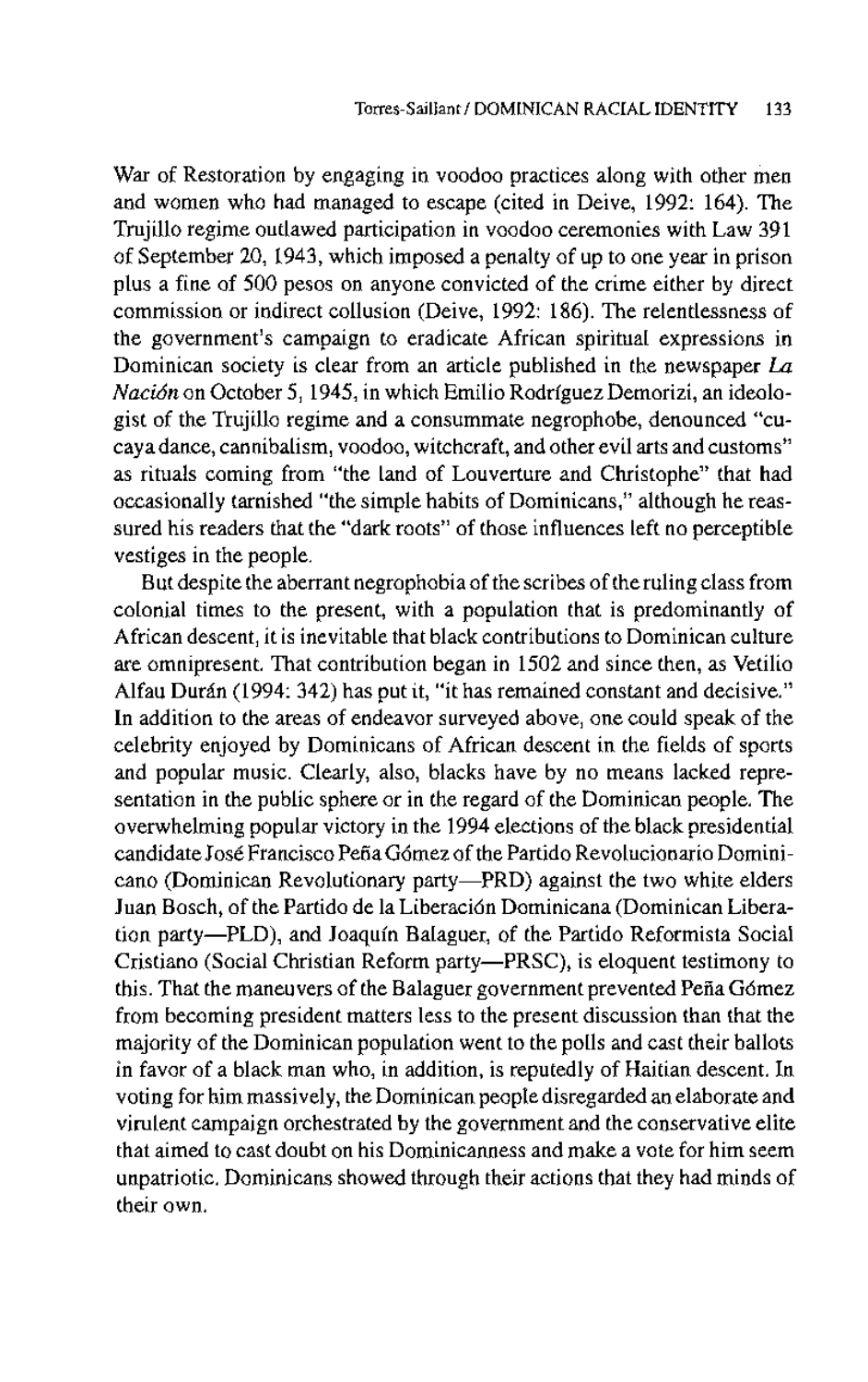War of Restoration by engaging in voodoo practices along with other men and women who had managed to escape (cited in Deive, 1992: 164). The Trujillo regime outlawed participation in voodoo ceremonies with Law 391 of September 20, 1943, which imposed a penalty of up to one year in prison plus a fine of 500 pesos on anyone convicted of the crime either by direct commission or indirect collusion (Deive, 1992: 186). The relentlessness of the government's campaign to eradicate African spiritual expressions in Dominican society is clear from an article published in the newspaper *La Nación* on October 5, 1945, in which Emilio Rodríguez Demorizi, an ideologist of the Trujillo regime and a consummate negrophobe, denounced "cucaya dance, cannibalism, voodoo, witchcraft, and other evil arts and customs" as rituals coming from "the land of Louverture and Christophe" that had occasionally tarnished "the simple habits of Dominicans," although he reassured his readers that the "dark roots" of those influences left no perceptible vestiges in the people.

But despite the aberrant negrophobia of the scribes of the ruling class from colonial times to the present, with a population that is predominantly of African descent, it is inevitable that black contributions to Dominican culture are omnipresent. That contribution began in 1502 and since then, as Vetilio Alfau Durán (1994: 342) has put it, "it has remained constant and decisive." In addition to the areas of endeavor surveyed above, one could speak of the celebrity enjoyed by Dominicans of African descent in the fields of sports and popular music. Clearly, also, blacks have by no means lacked representation in the public sphere or in the regard of the Dominican people. The overwhelming popular victory in the 1994 elections of the black presidential candidate José Francisco Peña Gómez of the Partido Revolucionario Dominicano (Dominican Revolutionary party—PRD) against the two white elders Juan Bosch, of the Partido de la Liberación Dominicana (Dominican Liberation party—PLD), and Joaquín Balaguer, of the Partido Reformista Social Cristiano (Social Christian Reform party—PRSC), is eloquent testimony to this. That the maneuvers of the Balaguer government prevented Peña Gómez from becoming president matters less to the present discussion than that the majority of the Dominican population went to the polls and cast their ballots in favor of a black man who, in addition, is reputedly of Haitian descent. In voting for him massively, the Dominican people disregarded an elaborate and virulent campaign orchestrated by the government and the conservative elite that aimed to cast doubt on his Dominicanness and make a vote for him seem unpatriotic. Dominicans showed through their actions that they had minds of their own.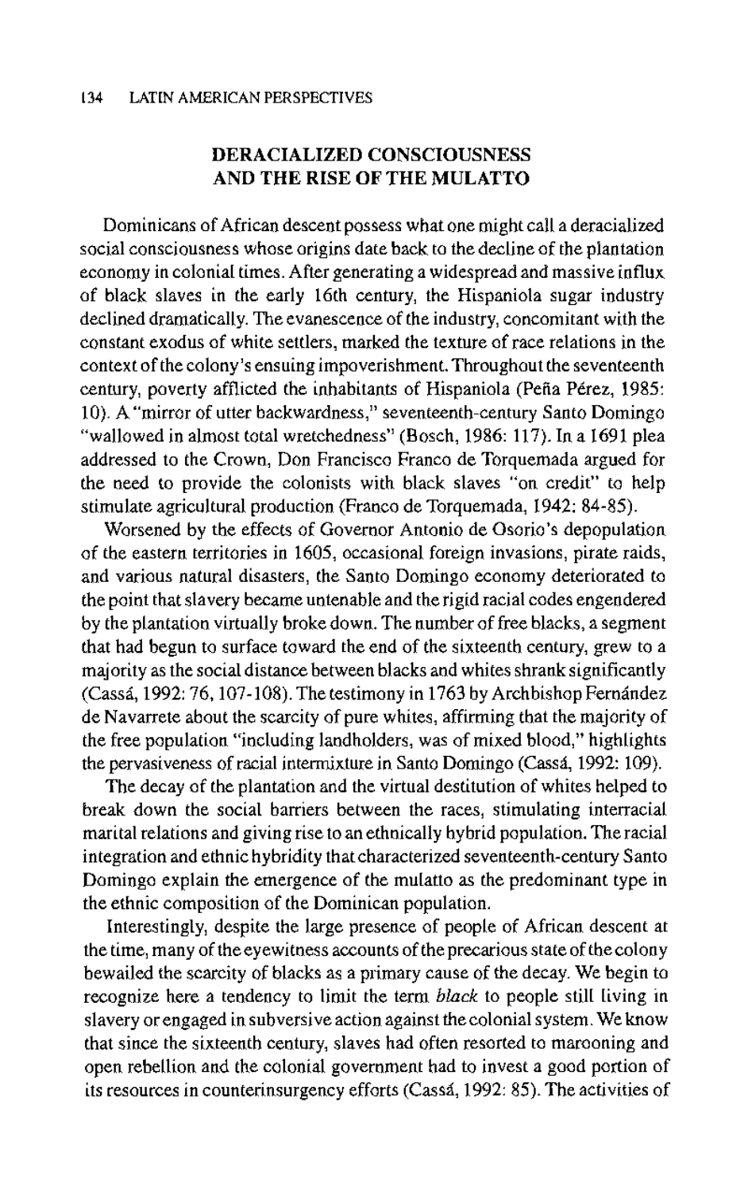## DERACIALIZED CONSCIOUSNESS AND THE RISE OF THE MULATTO

Dominicans of African descent possess what one might call a deracialized social consciousness whose origins date back to the decline of the plantation economy in colonial times. After generating a widespread and massive influx of black slaves in the early 16th century, the Hispaniola sugar industry declined dramatically. The evanescence of the industry, concomitant with the constant exodus of white settlers, marked the texture of race relations in the context of the colony's ensuing impoverishment. Throughout the seventeenth century, poverty afflicted the inhabitants of Hispaniola (Peña Pérez, 1985: 10). A "mirror of utter backwardness," seventeenth-century Santo Domingo "wallowed in almost total wretchedness" (Bosch, 1986: 117). In a 1691 plea addressed to the Crown, Don Francisco Franco de Torquemada argued for the need to provide the colonists with black slaves "on credit" to help stimulate agricultural production (Franco de Torquemada, 1942: 84-85).

Worsened by the effects of Governor Antonio de Osorio's depopulation of the eastern territories in 1605, occasional foreign invasions, pirate raids, and various natural disasters, the Santo Domingo economy deteriorated to the point that slavery became untenable and the rigid racial codes engendered by the plantation virtually broke down. The number of free blacks, a segment that had begun to surface toward the end of the sixteenth century, grew to a majority as the social distance between blacks and whites shrank significantly (Cassá, 1992: 76, 107-108). The testimony in 1763 by Archbishop Fernández de Navarrete about the scarcity of pure whites, affirming that the majority of the free population "including landholders, was of mixed blood," highlights the pervasiveness of racial intermixture in Santo Domingo (Cassá, 1992: 109).

The decay of the plantation and the virtual destitution of whites helped to break down the social barriers between the races, stimulating interracial marital relations and giving rise to an ethnically hybrid population. The racial integration and ethnic hybridity that characterized seventeenth-century Santo Domingo explain the emergence of the mulatto as the predominant type in the ethnic composition of the Dominican population.

Interestingly, despite the large presence of people of African descent at the time, many of the eyewitness accounts of the precarious state of the colony bewailed the scarcity of blacks as a primary cause of the decay. We begin to recognize here a tendency to limit the term *black* to people still living in slavery or engaged in subversive action against the colonial system. We know that since the sixteenth century, slaves had often resorted to marooning and open rebellion and the colonial government had to invest a good portion of its resources in counterinsurgency efforts (Cassá, 1992: 85). The activities of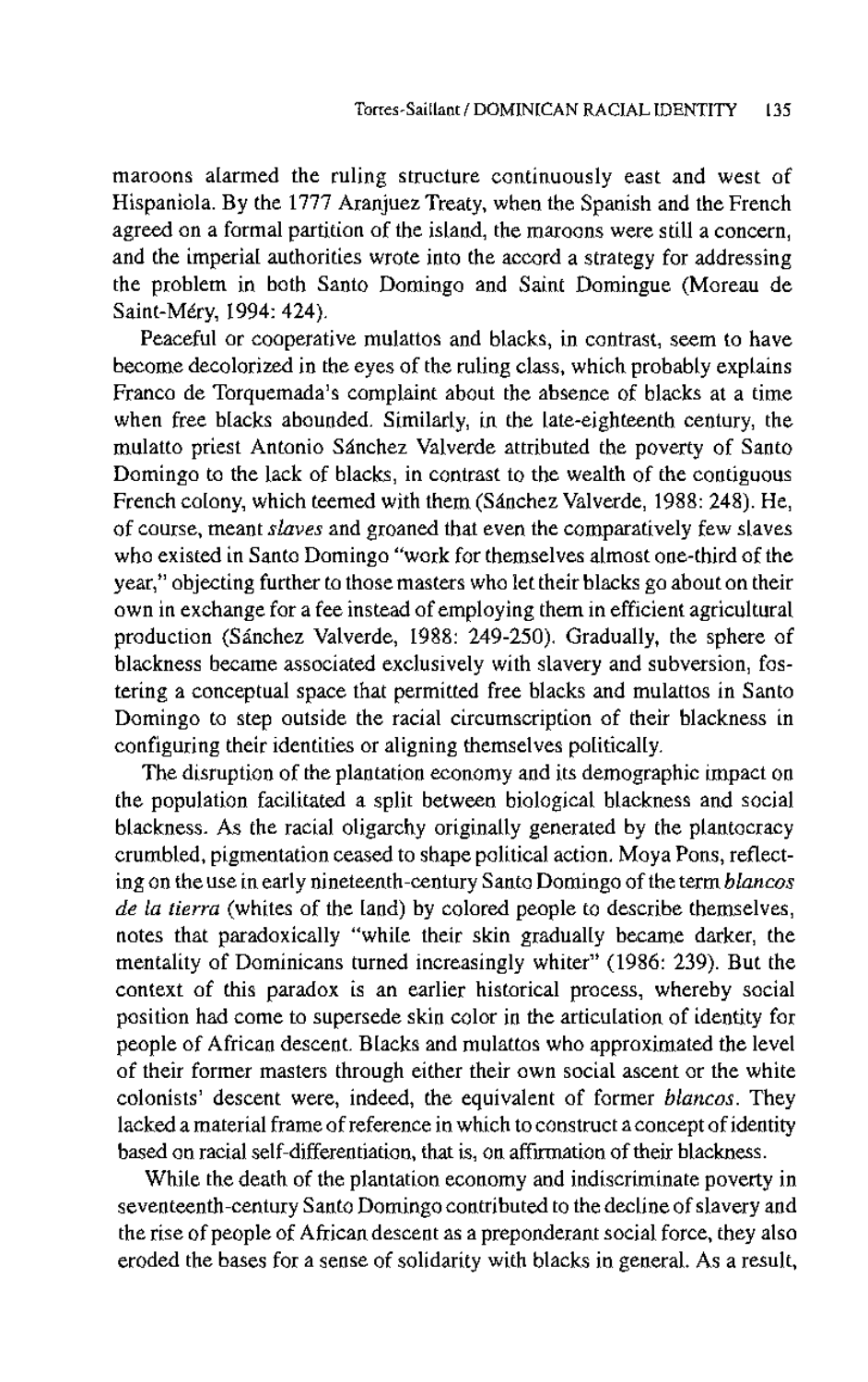maroons alarmed the ruling structure continuously east and west of Hispaniola. By the 1777 Aranjuez Treaty, when the Spanish and the French agreed on a formal partition of the island, the maroons were still a concern, and the imperial authorities wrote into the accord a strategy for addressing the problem in both Santo Domingo and Saint Domingue (Moreau de Saint-Méry, 1994: 424).

Peaceful or cooperative mulattos and blacks, in contrast, seem to have become decolorized in the eyes of the ruling class, which probably explains Franco de Torquemada's complaint about the absence of blacks at a time when free blacks abounded. Similarly, in the late-eighteenth century, the mulatto priest Antonio Sánchez Valverde attributed the poverty of Santo Domingo to the lack of blacks, in contrast to the wealth of the contiguous French colony, which teemed with them (Sánchez Valverde, 1988: 248). He, of course, meant *slaves* and groaned that even the comparatively few slaves who existed in Santo Domingo "work for themselves almost one-third of the year," objecting further to those masters who let their blacks go about on their own in exchange for a fee instead of employing them in efficient agricultural production (Sánchez Valverde, 1988: 249-250). Gradually, the sphere of blackness became associated exclusively with slavery and subversion, fostering a conceptual space that permitted free blacks and mulattos in Santo Domingo to step outside the racial circumscription of their blackness in configuring their identities or aligning themselves politically.

The disruption of the plantation economy and its demographic impact on the population facilitated a split between biological blackness and social blackness. As the racial oligarchy originally generated by the plantocracy crumbled, pigmentation ceased to shape political action. Moya Pons, reflecting on the use in early nineteenth-century Santo Domingo of the term *blancos de la tierra* (whites of the land) by colored people to describe themselves, notes that paradoxically "while their skin gradually became darker, the mentality of Dominicans turned increasingly whiter" (1986: 239). But the context of this paradox is an earlier historical process, whereby social position had come to supersede skin color in the articulation of identity for people of African descent. Blacks and mulattos who approximated the level of their former masters through either their own social ascent or the white colonists' descent were, indeed, the equivalent of former *blancos*. They lacked a material frame of reference in which to construct a concept of identity based on racial self-differentiation, that is, on affirmation of their blackness.

While the death of the plantation economy and indiscriminate poverty in seventeenth-century Santo Domingo contributed to the decline of slavery and the rise of people of African descent as a preponderant social force, they also eroded the bases for a sense of solidarity with blacks in general. As a result,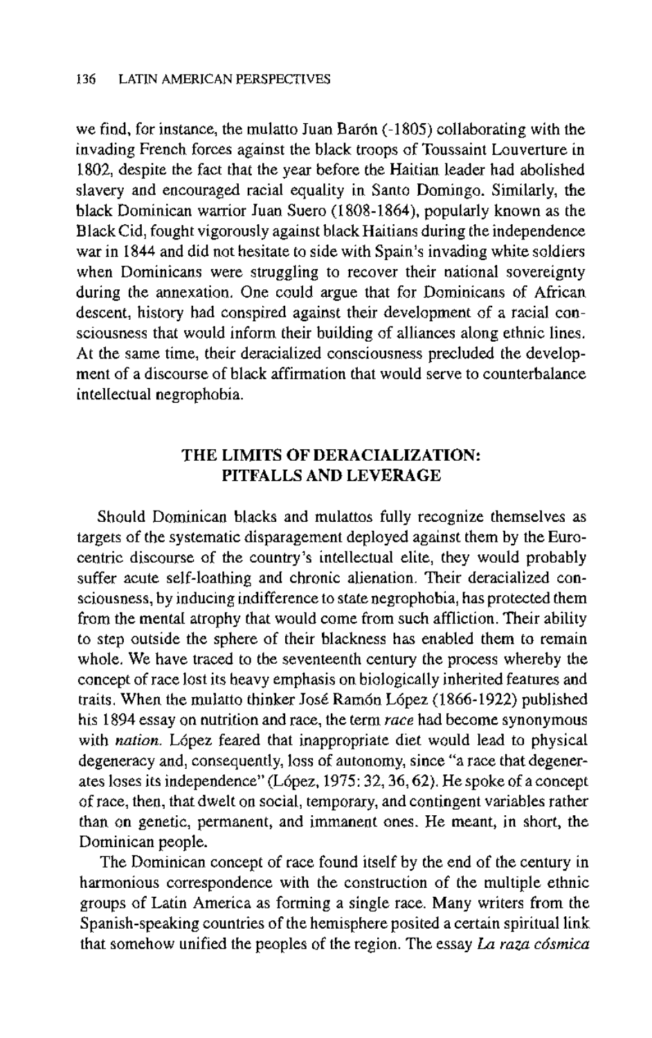we find, for instance, the mulatto Juan Barón (-1805) collaborating with the invading French forces against the black troops of Toussaint Louverture in 1802, despite the fact that the year before the Haitian leader had abolished slavery and encouraged racial equality in Santo Domingo. Similarly, the black Dominican warrior Juan Suero (1808-1864), popularly known as the Black Cid, fought vigorously against black Haitians during the independence war in 1844 and did not hesitate to side with Spain's invading white soldiers when Dominicans were struggling to recover their national sovereignty during the annexation. One could argue that for Dominicans of African descent, history had conspired against their development of a racial consciousness that would inform their building of alliances along ethnic lines. At the same time, their deracialized consciousness precluded the development of a discourse of black affirmation that would serve to counterbalance intellectual negrophobia.

## THE LIMITS OF DERACIALIZATION: PITFALLS AND LEVERAGE

Should Dominican blacks and mulattos fully recognize themselves as targets of the systematic disparagement deployed against them by the Eurocentric discourse of the country's intellectual elite, they would probably suffer acute self-loathing and chronic alienation. Their deracialized consciousness, by inducing indifference to state negrophobia, has protected them from the mental atrophy that would come from such affliction. Their ability to step outside the sphere of their blackness has enabled them to remain whole. We have traced to the seventeenth century the process whereby the concept of race lost its heavy emphasis on biologically inherited features and traits. When the mulatto thinker José Ramón López (1866-1922) published his 1894 essay on nutrition and race, the term *race* had become synonymous with *nation*. López feared that inappropriate diet would lead to physical degeneracy and, consequently, loss of autonomy, since "a race that degenerates loses its independence" (López, 1975: 32, 36, 62). He spoke of a concept of race, then, that dwelt on social, temporary, and contingent variables rather than on genetic, permanent, and immanent ones. He meant, in short, the Dominican people.

The Dominican concept of race found itself by the end of the century in harmonious correspondence with the construction of the multiple ethnic groups of Latin America as forming a single race. Many writers from the Spanish-speaking countries of the hemisphere posited a certain spiritual link that somehow unified the peoples of the region. The essay *La raza cósmica*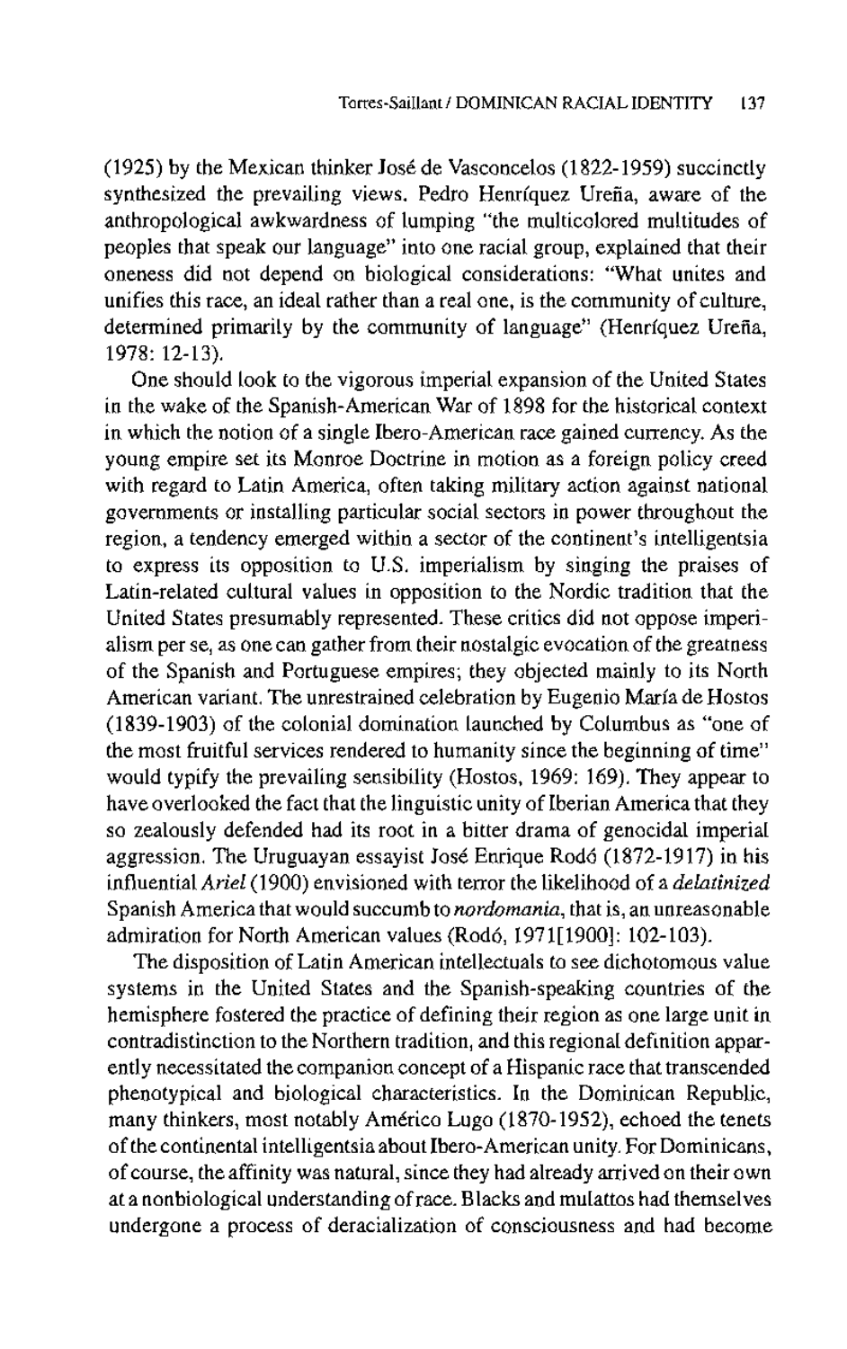(1925) by the Mexican thinker José de Vasconcelos (1822-1959) succinctly synthesized the prevailing views. Pedro Henríquez Ureña, aware of the anthropological awkwardness of lumping "the multicolored multitudes of peoples that speak our language" into one racial group, explained that their oneness did not depend on biological considerations: "What unites and unifies this race, an ideal rather than a real one, is the community of culture, determined primarily by the community of language" (Henríquez Ureña, 1978: 12-13).

One should look to the vigorous imperial expansion of the United States in the wake of the Spanish-American War of 1898 for the historical context in which the notion of a single Ibero-American race gained currency. As the young empire set its Monroe Doctrine in motion as a foreign policy creed with regard to Latin America, often taking military action against national governments or installing particular social sectors in power throughout the region, a tendency emerged within a sector of the continent's intelligentsia to express its opposition to U.S. imperialism by singing the praises of Latin-related cultural values in opposition to the Nordic tradition that the United States presumably represented. These critics did not oppose imperialism per se, as one can gather from their nostalgic evocation of the greatness of the Spanish and Portuguese empires; they objected mainly to its North American variant. The unrestrained celebration by Eugenio María de Hostos (1839-1903) of the colonial domination launched by Columbus as "one of the most fruitful services rendered to humanity since the beginning of time" would typify the prevailing sensibility (Hostos, 1969: 169). They appear to have overlooked the fact that the linguistic unity of Iberian America that they so zealously defended had its root in a bitter drama of genocidal imperial aggression. The Uruguayan essayist José Enrique Rodó (1872-1917) in his influential *Ariel* (1900) envisioned with terror the likelihood of a *delatinized* Spanish America that would succumb to *nordomania*, that is, an unreasonable admiration for North American values (Rodó, 1971[1900]: 102-103).

The disposition of Latin American intellectuals to see dichotomous value systems in the United States and the Spanish-speaking countries of the hemisphere fostered the practice of defining their region as one large unit in contradistinction to the Northern tradition, and this regional definition apparently necessitated the companion concept of a Hispanic race that transcended phenotypical and biological characteristics. In the Dominican Republic, many thinkers, most notably Américo Lugo (1870-1952), echoed the tenets of the continental intelligentsia about Ibero-American unity. For Dominicans, of course, the affinity was natural, since they had already arrived on their own at a nonbiological understanding of race. Blacks and mulattos had themselves undergone a process of deracialization of consciousness and had become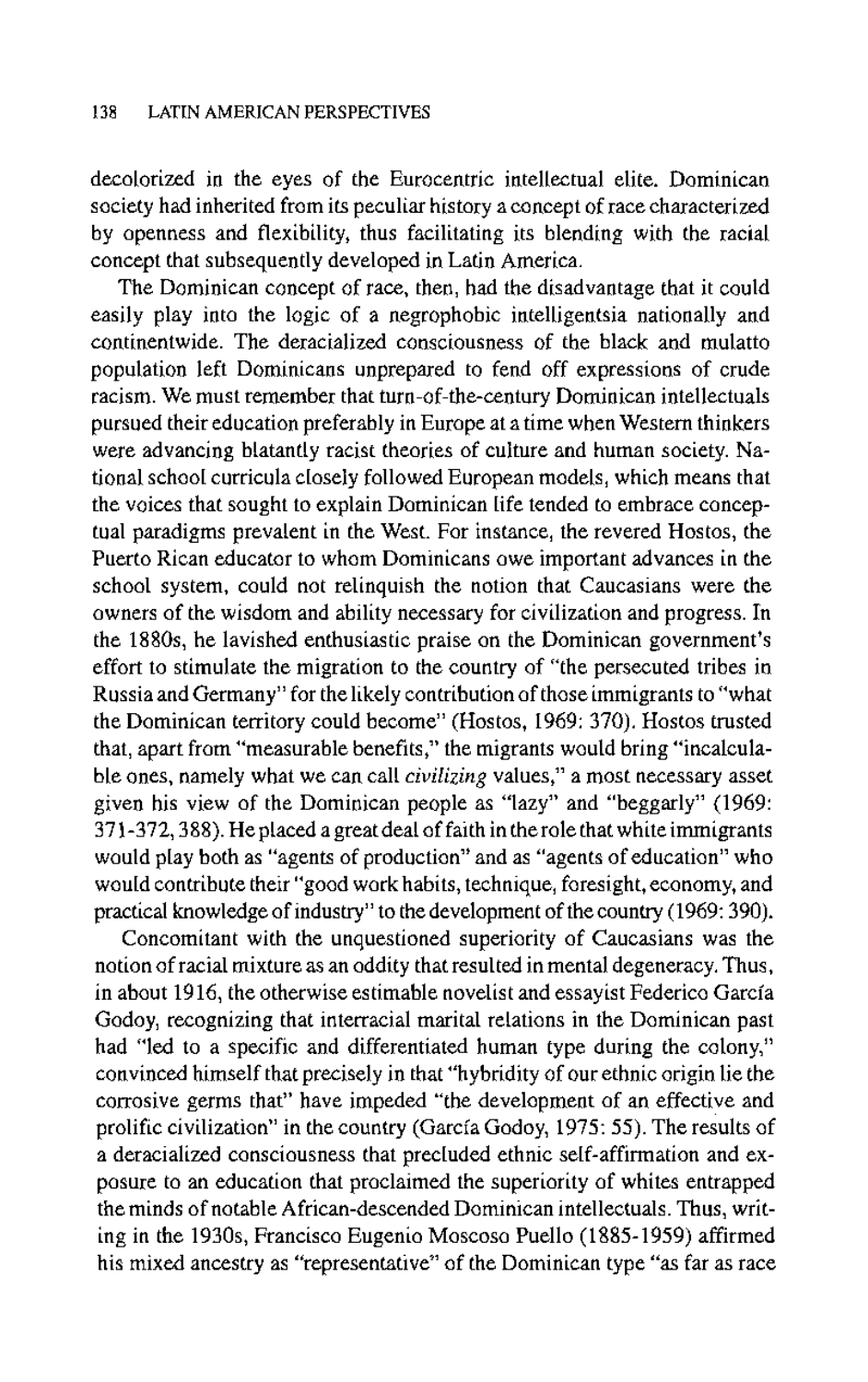decolorized in the eyes of the Eurocentric intellectual elite. Dominican society had inherited from its peculiar history a concept of race characterized by openness and flexibility, thus facilitating its blending with the racial concept that subsequently developed in Latin America.

The Dominican concept of race, then, had the disadvantage that it could easily play into the logic of a negrophobic intelligentsia nationally and continentwide. The deracialized consciousness of the black and mulatto population left Dominicans unprepared to fend off expressions of crude racism. We must remember that turn-of-the-century Dominican intellectuals pursued their education preferably in Europe at a time when Western thinkers were advancing blatantly racist theories of culture and human society. National school curricula closely followed European models, which means that the voices that sought to explain Dominican life tended to embrace conceptual paradigms prevalent in the West. For instance, the revered Hostos, the Puerto Rican educator to whom Dominicans owe important advances in the school system, could not relinquish the notion that Caucasians were the owners of the wisdom and ability necessary for civilization and progress. In the 1880s, he lavished enthusiastic praise on the Dominican government's effort to stimulate the migration to the country of "the persecuted tribes in Russia and Germany" for the likely contribution of those immigrants to "what the Dominican territory could become" (Hostos, 1969: 370). Hostos trusted that, apart from "measurable benefits," the migrants would bring "incalculable ones, namely what we can call *civilizing* values," a most necessary asset given his view of the Dominican people as "lazy" and "beggarly" (1969: 371-372, 388). He placed a great deal of faith in the role that white immigrants would play both as "agents of production" and as "agents of education" who would contribute their "good work habits, technique, foresight, economy, and practical knowledge of industry" to the development of the country (1969: 390).

Concomitant with the unquestioned superiority of Caucasians was the notion of racial mixture as an oddity that resulted in mental degeneracy. Thus, in about 1916, the otherwise estimable novelist and essayist Federico García Godoy, recognizing that interracial marital relations in the Dominican past had "led to a specific and differentiated human type during the colony," convinced himself that precisely in that "hybridity of our ethnic origin lie the corrosive germs that" have impeded "the development of an effective and prolific civilization" in the country (García Godoy, 1975: 55). The results of a deracialized consciousness that precluded ethnic self-affirmation and exposure to an education that proclaimed the superiority of whites entrapped the minds of notable African-descended Dominican intellectuals. Thus, writing in the 1930s, Francisco Eugenio Moscoso Puello (1885-1959) affirmed his mixed ancestry as "representative" of the Dominican type "as far as race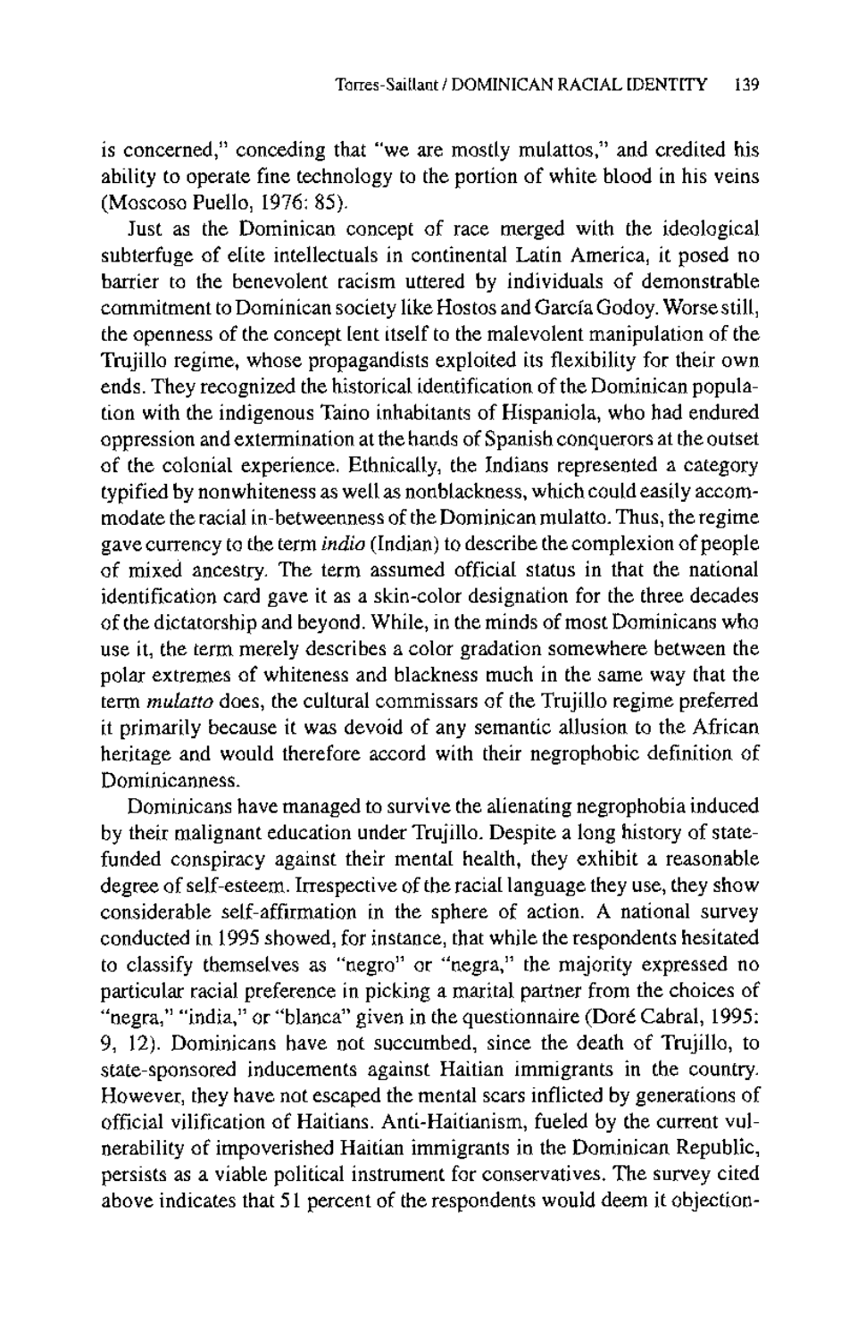is concerned," conceding that "we are mostly mulattos," and credited his ability to operate fine technology to the portion of white blood in his veins (Moscoso Puello, 1976: 85).

Just as the Dominican concept of race merged with the ideological subterfuge of elite intellectuals in continental Latin America, it posed no barrier to the benevolent racism uttered by individuals of demonstrable commitment to Dominican society like Hostos and García Godoy. Worse still, the openness of the concept lent itself to the malevolent manipulation of the Trujillo regime, whose propagandists exploited its flexibility for their own ends. They recognized the historical identification of the Dominican population with the indigenous Taino inhabitants of Hispaniola, who had endured oppression and extermination at the hands of Spanish conquerors at the outset of the colonial experience. Ethnically, the Indians represented a category typified by nonwhiteness as well as nonblackness, which could easily accommodate the racial in-betweenness of the Dominican mulatto. Thus, the regime gave currency to the term *indio* (Indian) to describe the complexion of people of mixed ancestry. The term assumed official status in that the national identification card gave it as a skin-color designation for the three decades of the dictatorship and beyond. While, in the minds of most Dominicans who use it, the term merely describes a color gradation somewhere between the polar extremes of whiteness and blackness much in the same way that the term *mulatto* does, the cultural commissars of the Trujillo regime preferred it primarily because it was devoid of any semantic allusion to the African heritage and would therefore accord with their negrophobic definition of Dominicanness.

Dominicans have managed to survive the alienating negrophobia induced by their malignant education under Trujillo. Despite a long history of state-funded conspiracy against their mental health, they exhibit a reasonable degree of self-esteem. Irrespective of the racial language they use, they show considerable self-affirmation in the sphere of action. A national survey conducted in 1995 showed, for instance, that while the respondents hesitated to classify themselves as "negro" or "negra," the majority expressed no particular racial preference in picking a marital partner from the choices of "negra," "india," or "blanca" given in the questionnaire (Doré Cabral, 1995: 9, 12). Dominicans have not succumbed, since the death of Trujillo, to state-sponsored inducements against Haitian immigrants in the country. However, they have not escaped the mental scars inflicted by generations of official vilification of Haitians. Anti-Haitianism, fueled by the current vulnerability of impoverished Haitian immigrants in the Dominican Republic, persists as a viable political instrument for conservatives. The survey cited above indicates that 51 percent of the respondents would deem it objection-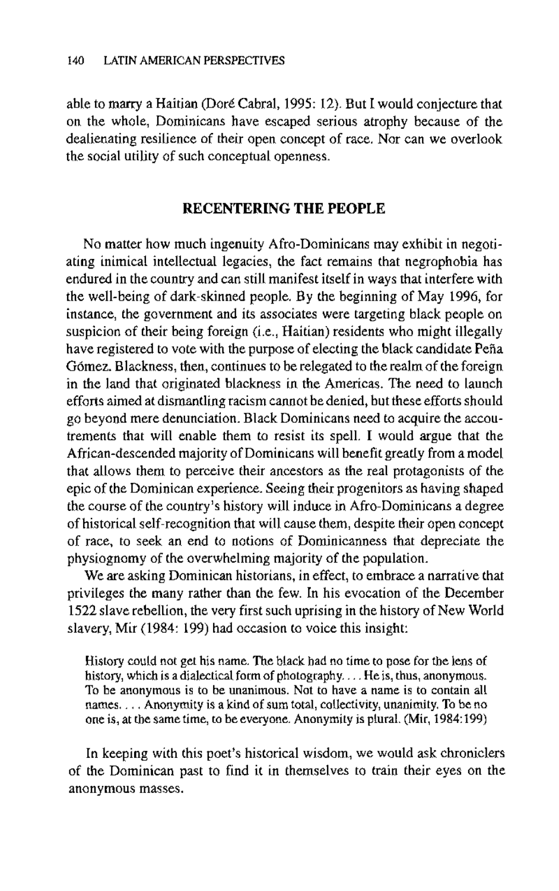able to marry a Haitian (Doré Cabral, 1995: 12). But I would conjecture that on the whole, Dominicans have escaped serious atrophy because of the dealienating resilience of their open concept of race. Nor can we overlook the social utility of such conceptual openness.

## RECENTERING THE PEOPLE

No matter how much ingenuity Afro-Dominicans may exhibit in negotiating inimical intellectual legacies, the fact remains that negrophobia has endured in the country and can still manifest itself in ways that interfere with the well-being of dark-skinned people. By the beginning of May 1996, for instance, the government and its associates were targeting black people on suspicion of their being foreign (i.e., Haitian) residents who might illegally have registered to vote with the purpose of electing the black candidate Peña Gómez. Blackness, then, continues to be relegated to the realm of the foreign in the land that originated blackness in the Americas. The need to launch efforts aimed at dismantling racism cannot be denied, but these efforts should go beyond mere denunciation. Black Dominicans need to acquire the accoutrements that will enable them to resist its spell. I would argue that the African-descended majority of Dominicans will benefit greatly from a model that allows them to perceive their ancestors as the real protagonists of the epic of the Dominican experience. Seeing their progenitors as having shaped the course of the country's history will induce in Afro-Dominicans a degree of historical self-recognition that will cause them, despite their open concept of race, to seek an end to notions of Dominicanness that depreciate the physiognomy of the overwhelming majority of the population.

We are asking Dominican historians, in effect, to embrace a narrative that privileges the many rather than the few. In his evocation of the December 1522 slave rebellion, the very first such uprising in the history of New World slavery, Mir (1984: 199) had occasion to voice this insight:

> History could not get his name. The black had no time to pose for the lens of history, which is a dialectical form of photography. . . . He is, thus, anonymous. To be anonymous is to be unanimous. Not to have a name is to contain all names. . . . Anonymity is a kind of sum total, collectivity, unanimity. To be no one is, at the same time, to be everyone. Anonymity is plural. (Mir, 1984:199)

In keeping with this poet's historical wisdom, we would ask chroniclers of the Dominican past to find it in themselves to train their eyes on the anonymous masses.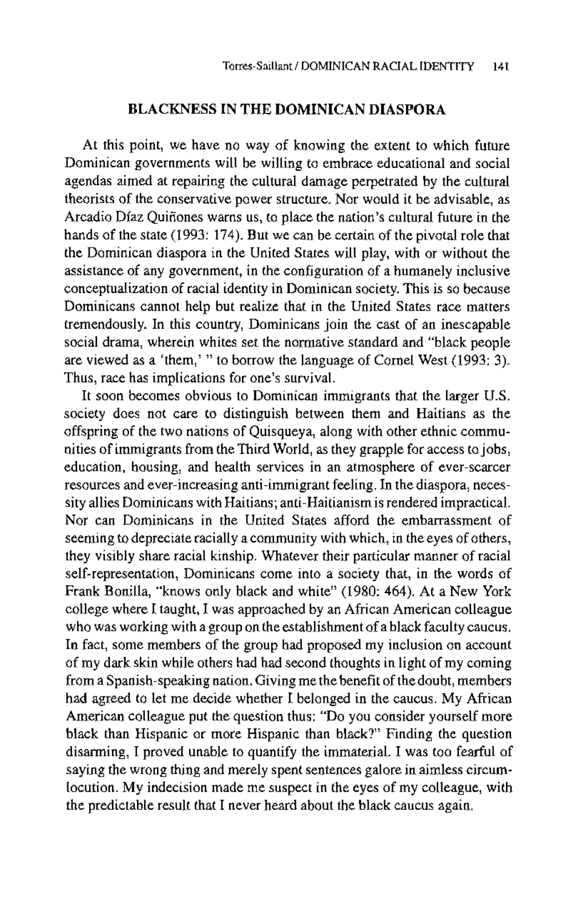## BLACKNESS IN THE DOMINICAN DIASPORA

At this point, we have no way of knowing the extent to which future Dominican governments will be willing to embrace educational and social agendas aimed at repairing the cultural damage perpetrated by the cultural theorists of the conservative power structure. Nor would it be advisable, as Arcadio Díaz Quiñones warns us, to place the nation's cultural future in the hands of the state (1993: 174). But we can be certain of the pivotal role that the Dominican diaspora in the United States will play, with or without the assistance of any government, in the configuration of a humanely inclusive conceptualization of racial identity in Dominican society. This is so because Dominicans cannot help but realize that in the United States race matters tremendously. In this country, Dominicans join the cast of an inescapable social drama, wherein whites set the normative standard and "black people are viewed as a 'them,' " to borrow the language of Cornel West (1993: 3). Thus, race has implications for one's survival.

It soon becomes obvious to Dominican immigrants that the larger U.S. society does not care to distinguish between them and Haitians as the offspring of the two nations of Quisqueya, along with other ethnic communities of immigrants from the Third World, as they grapple for access to jobs, education, housing, and health services in an atmosphere of ever-scarcer resources and ever-increasing anti-immigrant feeling. In the diaspora, necessity allies Dominicans with Haitians; anti-Haitianism is rendered impractical. Nor can Dominicans in the United States afford the embarrassment of seeming to depreciate racially a community with which, in the eyes of others, they visibly share racial kinship. Whatever their particular manner of racial self-representation, Dominicans come into a society that, in the words of Frank Bonilla, "knows only black and white" (1980: 464). At a New York college where I taught, I was approached by an African American colleague who was working with a group on the establishment of a black faculty caucus. In fact, some members of the group had proposed my inclusion on account of my dark skin while others had had second thoughts in light of my coming from a Spanish-speaking nation. Giving me the benefit of the doubt, members had agreed to let me decide whether I belonged in the caucus. My African American colleague put the question thus: "Do you consider yourself more black than Hispanic or more Hispanic than black?" Finding the question disarming, I proved unable to quantify the immaterial. I was too fearful of saying the wrong thing and merely spent sentences galore in aimless circumlocution. My indecision made me suspect in the eyes of my colleague, with the predictable result that I never heard about the black caucus again.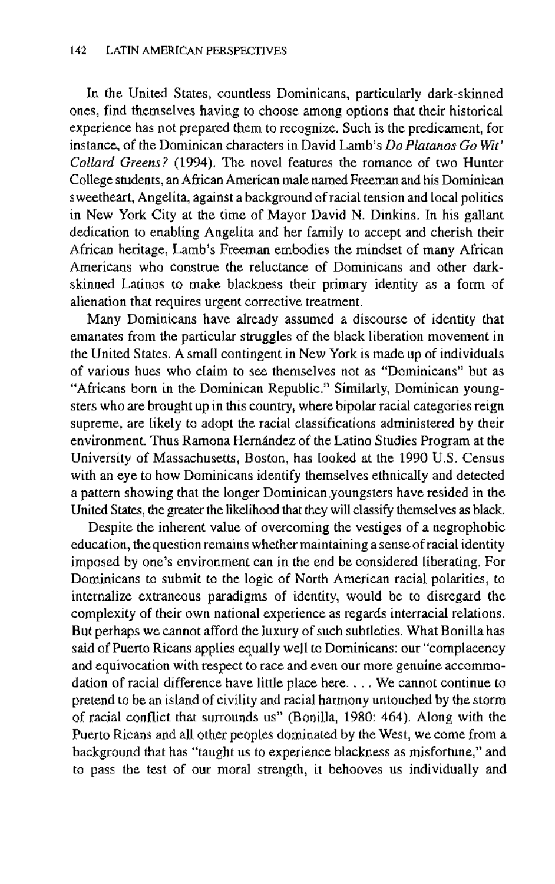In the United States, countless Dominicans, particularly dark-skinned ones, find themselves having to choose among options that their historical experience has not prepared them to recognize. Such is the predicament, for instance, of the Dominican characters in David Lamb's *Do Platanos Go Wit' Collard Greens?* (1994). The novel features the romance of two Hunter College students, an African American male named Freeman and his Dominican sweetheart, Angelita, against a background of racial tension and local politics in New York City at the time of Mayor David N. Dinkins. In his gallant dedication to enabling Angelita and her family to accept and cherish their African heritage, Lamb's Freeman embodies the mindset of many African Americans who construe the reluctance of Dominicans and other dark-skinned Latinos to make blackness their primary identity as a form of alienation that requires urgent corrective treatment.

Many Dominicans have already assumed a discourse of identity that emanates from the particular struggles of the black liberation movement in the United States. A small contingent in New York is made up of individuals of various hues who claim to see themselves not as "Dominicans" but as "Africans born in the Dominican Republic." Similarly, Dominican youngsters who are brought up in this country, where bipolar racial categories reign supreme, are likely to adopt the racial classifications administered by their environment. Thus Ramona Hernández of the Latino Studies Program at the University of Massachusetts, Boston, has looked at the 1990 U.S. Census with an eye to how Dominicans identify themselves ethnically and detected a pattern showing that the longer Dominican youngsters have resided in the United States, the greater the likelihood that they will classify themselves as black.

Despite the inherent value of overcoming the vestiges of a negrophobic education, the question remains whether maintaining a sense of racial identity imposed by one's environment can in the end be considered liberating. For Dominicans to submit to the logic of North American racial polarities, to internalize extraneous paradigms of identity, would be to disregard the complexity of their own national experience as regards interracial relations. But perhaps we cannot afford the luxury of such subtleties. What Bonilla has said of Puerto Ricans applies equally well to Dominicans: our "complacency and equivocation with respect to race and even our more genuine accommodation of racial difference have little place here. . . . We cannot continue to pretend to be an island of civility and racial harmony untouched by the storm of racial conflict that surrounds us" (Bonilla, 1980: 464). Along with the Puerto Ricans and all other peoples dominated by the West, we come from a background that has "taught us to experience blackness as misfortune," and to pass the test of our moral strength, it behooves us individually and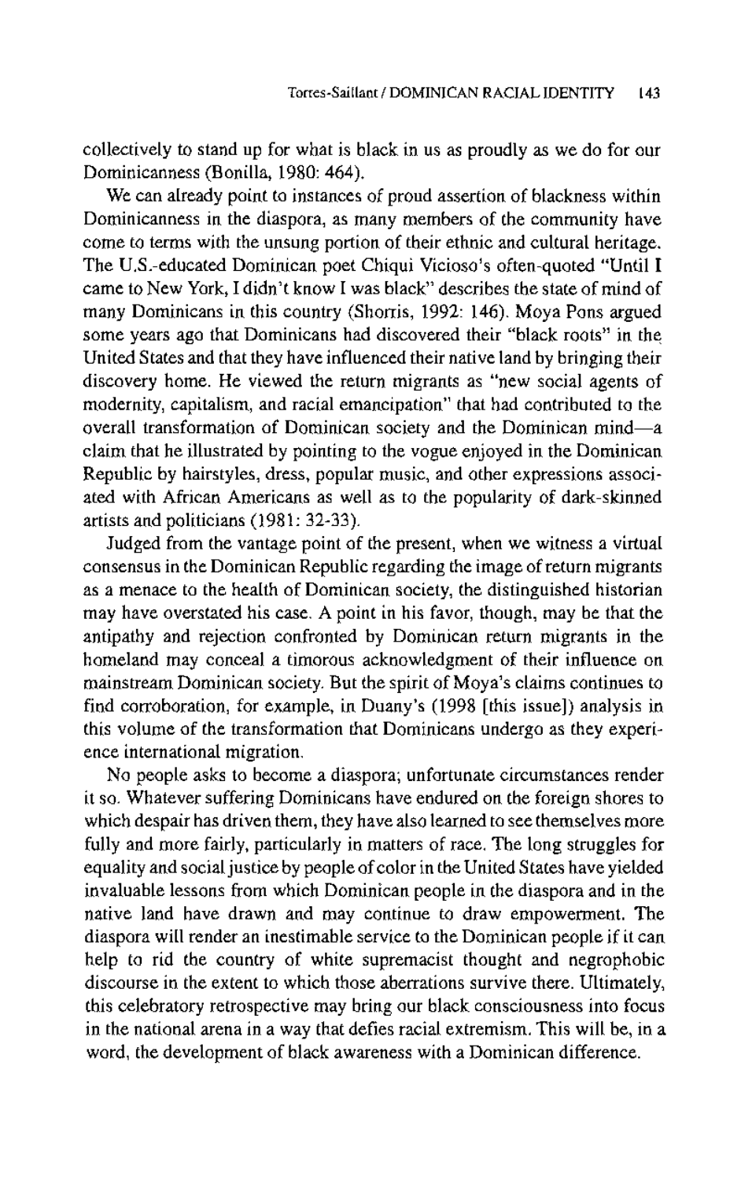collectively to stand up for what is black in us as proudly as we do for our Dominicanness (Bonilla, 1980: 464).

We can already point to instances of proud assertion of blackness within Dominicanness in the diaspora, as many members of the community have come to terms with the unsung portion of their ethnic and cultural heritage. The U.S.-educated Dominican poet Chiqui Vicioso's often-quoted "Until I came to New York, I didn't know I was black" describes the state of mind of many Dominicans in this country (Shorris, 1992: 146). Moya Pons argued some years ago that Dominicans had discovered their "black roots" in the United States and that they have influenced their native land by bringing their discovery home. He viewed the return migrants as "new social agents of modernity, capitalism, and racial emancipation" that had contributed to the overall transformation of Dominican society and the Dominican mind—a claim that he illustrated by pointing to the vogue enjoyed in the Dominican Republic by hairstyles, dress, popular music, and other expressions associated with African Americans as well as to the popularity of dark-skinned artists and politicians (1981: 32-33).

Judged from the vantage point of the present, when we witness a virtual consensus in the Dominican Republic regarding the image of return migrants as a menace to the health of Dominican society, the distinguished historian may have overstated his case. A point in his favor, though, may be that the antipathy and rejection confronted by Dominican return migrants in the homeland may conceal a timorous acknowledgment of their influence on mainstream Dominican society. But the spirit of Moya's claims continues to find corroboration, for example, in Duany's (1998 [this issue]) analysis in this volume of the transformation that Dominicans undergo as they experience international migration.

No people asks to become a diaspora; unfortunate circumstances render it so. Whatever suffering Dominicans have endured on the foreign shores to which despair has driven them, they have also learned to see themselves more fully and more fairly, particularly in matters of race. The long struggles for equality and social justice by people of color in the United States have yielded invaluable lessons from which Dominican people in the diaspora and in the native land have drawn and may continue to draw empowerment. The diaspora will render an inestimable service to the Dominican people if it can help to rid the country of white supremacist thought and negrophobic discourse in the extent to which those aberrations survive there. Ultimately, this celebratory retrospective may bring our black consciousness into focus in the national arena in a way that defies racial extremism. This will be, in a word, the development of black awareness with a Dominican difference.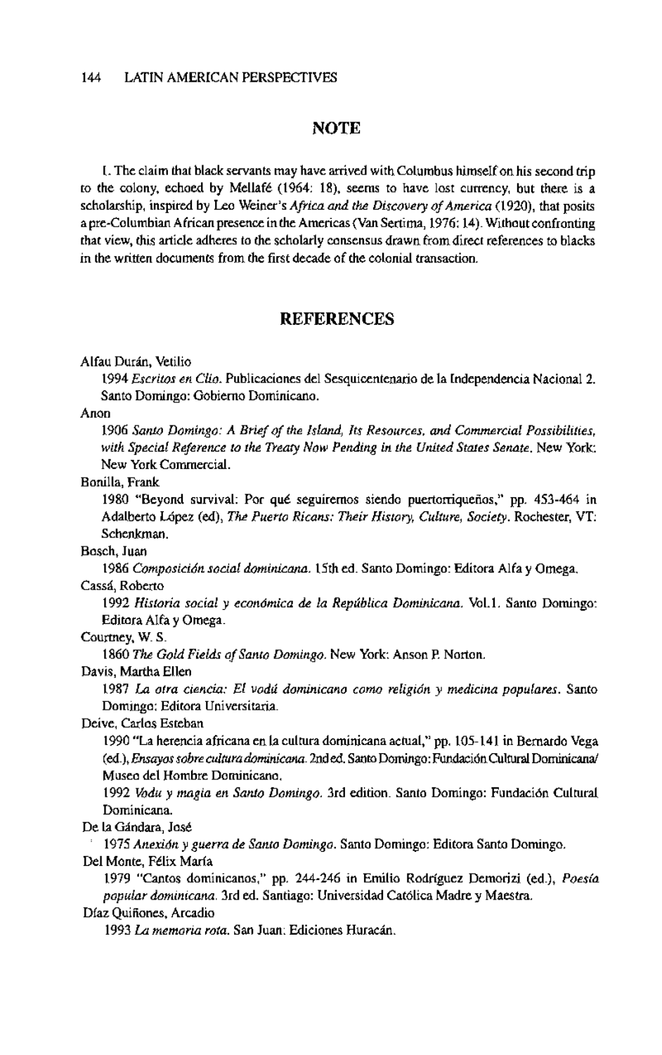## NOTE

1. The claim that black servants may have arrived with Columbus himself on his second trip to the colony, echoed by Mellafé (1964: 18), seems to have lost currency, but there is a scholarship, inspired by Leo Weiner's *Africa and the Discovery of America* (1920), that posits a pre-Columbian African presence in the Americas (Van Sertima, 1976: 14). Without confronting that view, this article adheres to the scholarly consensus drawn from direct references to blacks in the written documents from the first decade of the colonial transaction.

## REFERENCES

Alfau Durán, Vetilio

1994 *Escritos en Clío*. Publicaciones del Sesquicentenario de la Independencia Nacional 2. Santo Domingo: Gobierno Dominicano.

Anon

1906 *Santo Domingo: A Brief of the Island, Its Resources, and Commercial Possibilities, with Special Reference to the Treaty Now Pending in the United States Senate*. New York: New York Commercial.

Bonilla, Frank

1980 "Beyond survival: Por qué seguiremos siendo puertorriqueños," pp. 453-464 in Adalberto López (ed), *The Puerto Ricans: Their History, Culture, Society*. Rochester, VT: Schenkman.

Bosch, Juan

1986 *Composición social dominicana*. 15th ed. Santo Domingo: Editora Alfa y Omega.

Cassá, Roberto

1992 *Historia social y económica de la República Dominicana*. Vol.1. Santo Domingo: Editora Alfa y Omega.

Courtney, W. S.

1860 *The Gold Fields of Santo Domingo*. New York: Anson P. Norton.

Davis, Martha Ellen

1987 *La otra ciencia: El vodú dominicano como religión y medicina populares*. Santo Domingo: Editora Universitaria.

Deive, Carlos Esteban

1990 "La herencia africana en la cultura dominicana actual," pp. 105-141 in Bernardo Vega (ed.), *Ensayos sobre cultura dominicana*. 2nd ed. Santo Domingo: Fundación Cultural Dominicana/ Museo del Hombre Dominicano.

1992 *Vodu y magia en Santo Domingo*. 3rd edition. Santo Domingo: Fundación Cultural Dominicana.

De la Gándara, José

1975 *Anexión y guerra de Santo Domingo*. Santo Domingo: Editora Santo Domingo.

Del Monte, Félix María

1979 "Cantos dominicanos," pp. 244-246 in Emilio Rodríguez Demorizi (ed.), *Poesía popular dominicana*. 3rd ed. Santiago: Universidad Católica Madre y Maestra.

Díaz Quiñones, Arcadio

1993 *La memoria rota*. San Juan: Ediciones Huracán.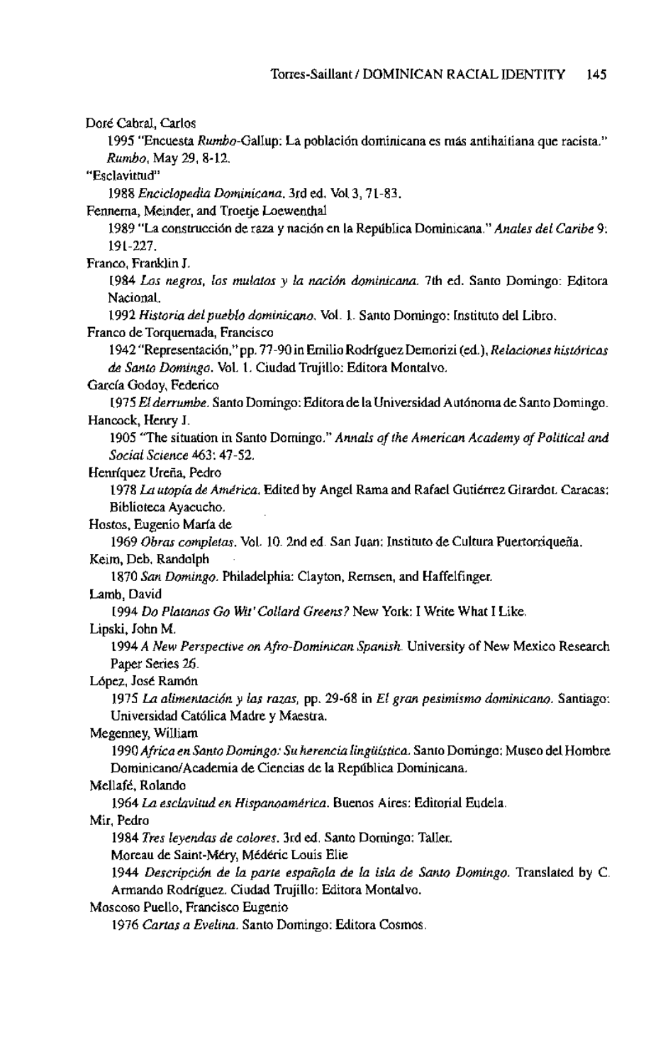Doré Cabral, Carlos

1995 "Encuesta *Rumbo*-Gallup: La población dominicana es más antihaitiana que racista." *Rumbo*, May 29, 8-12.

"Esclavitud"

1988 *Enciclopedia Dominicana*. 3rd ed. Vol 3, 71-83.

Fennema, Meinder, and Troetje Loewenthal

1989 "La construcción de raza y nación en la República Dominicana." *Anales del Caribe* 9: 191-227.

Franco, Franklin J.

1984 *Los negros, los mulatos y la nación dominicana*. 7th ed. Santo Domingo: Editora Nacional.

1992 *Historia del pueblo dominicano*. Vol. 1. Santo Domingo: Instituto del Libro.

Franco de Torquemada, Francisco

1942 "Representación," pp. 77-90 in Emilio Rodríguez Demorizi (ed.), *Relaciones históricas de Santo Domingo*. Vol. 1. Ciudad Trujillo: Editora Montalvo.

García Godoy, Federico

1975 *El derrumbe*. Santo Domingo: Editora de la Universidad Autónoma de Santo Domingo.

Hancock, Henry J.

1905 "The situation in Santo Domingo." *Annals of the American Academy of Political and Social Science* 463: 47-52.

Henríquez Ureña, Pedro

1978 *La utopía de América*. Edited by Angel Rama and Rafael Gutiérrez Girardot. Caracas: Biblioteca Ayacucho.

Hostos, Eugenio María de

1969 *Obras completas*. Vol. 10. 2nd ed. San Juan: Instituto de Cultura Puertorriqueña.

Keim, Deb. Randolph

1870 *San Domingo*. Philadelphia: Clayton, Remsen, and Haffelfinger.

Lamb, David

1994 *Do Platanos Go Wit' Collard Greens?* New York: I Write What I Like.

Lipski, John M.

1994 *A New Perspective on Afro-Dominican Spanish*. University of New Mexico Research Paper Series 26.

López, José Ramón

1975 *La alimentación y las razas*, pp. 29-68 in *El gran pesimismo dominicano*. Santiago: Universidad Católica Madre y Maestra.

Megenney, William

1990 *Africa en Santo Domingo: Su herencia lingüística*. Santo Domingo: Museo del Hombre Dominicano/Academia de Ciencias de la República Dominicana.

Mellafé, Rolando

1964 *La esclavitud en Hispanoamérica*. Buenos Aires: Editorial Eudela.

Mir, Pedro

1984 *Tres leyendas de colores*. 3rd ed. Santo Domingo: Taller.

Moreau de Saint-Méry, Médéric Louis Elie

1944 *Descripción de la parte española de la isla de Santo Domingo*. Translated by C. Armando Rodríguez. Ciudad Trujillo: Editora Montalvo.

Moscoso Puello, Francisco Eugenio

1976 *Cartas a Evelina*. Santo Domingo: Editora Cosmos.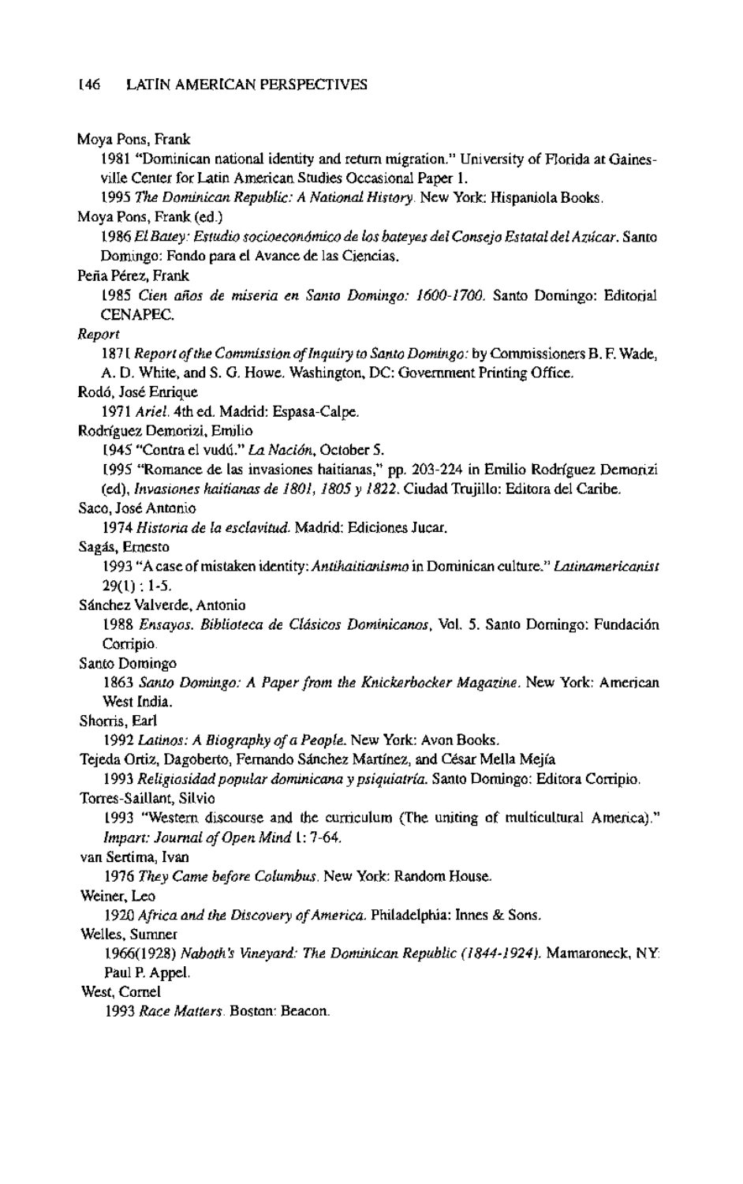Moya Pons, Frank

1981 "Dominican national identity and return migration." University of Florida at Gainesville Center for Latin American Studies Occasional Paper 1.

1995 *The Dominican Republic: A National History.* New York: Hispaniola Books.

Moya Pons, Frank (ed.)

1986 *El Batey: Estudio socioeconómico de los bateyes del Consejo Estatal del Azúcar.* Santo Domingo: Fondo para el Avance de las Ciencias.

Peña Pérez, Frank

1985 *Cien años de miseria en Santo Domingo: 1600-1700.* Santo Domingo: Editorial CENAPEC.

*Report*

1871 *Report of the Commission of Inquiry to Santo Domingo:* by Commissioners B. F. Wade, A. D. White, and S. G. Howe. Washington, DC: Government Printing Office.

Rodó, José Enrique

1971 *Ariel.* 4th ed. Madrid: Espasa-Calpe.

Rodríguez Demorizi, Emilio

1945 "Contra el vudú." *La Nación,* October 5.

1995 "Romance de las invasiones haitianas," pp. 203-224 in Emilio Rodríguez Demorizi (ed), *Invasiones haitianas de 1801, 1805 y 1822.* Ciudad Trujillo: Editora del Caribe.

Saco, José Antonio

1974 *Historia de la esclavitud.* Madrid: Ediciones Jucar.

Sagás, Ernesto

1993 "A case of mistaken identity: *Antihaitianismo* in Dominican culture." *Latinamericanist* 29(1) : 1-5.

Sánchez Valverde, Antonio

1988 *Ensayos. Biblioteca de Clásicos Dominicanos,* Vol. 5. Santo Domingo: Fundación Corripio.

Santo Domingo

1863 *Santo Domingo: A Paper from the Knickerbocker Magazine.* New York: American West India.

Shorris, Earl

1992 *Latinos: A Biography of a People.* New York: Avon Books.

Tejeda Ortiz, Dagoberto, Fernando Sánchez Martínez, and César Mella Mejía

1993 *Religiosidad popular dominicana y psiquiatría.* Santo Domingo: Editora Corripio.

Torres-Saillant, Silvio

1993 "Western discourse and the curriculum (The uniting of multicultural America)." *Impart: Journal of Open Mind* 1: 7-64.

van Sertima, Ivan

1976 *They Came before Columbus.* New York: Random House.

Weiner, Leo

1920 *Africa and the Discovery of America.* Philadelphia: Innes & Sons.

Welles, Sumner

1966(1928) *Naboth's Vineyard: The Dominican Republic (1844-1924).* Mamaroneck, NY: Paul P. Appel.

West, Cornel

1993 *Race Matters.* Boston: Beacon.